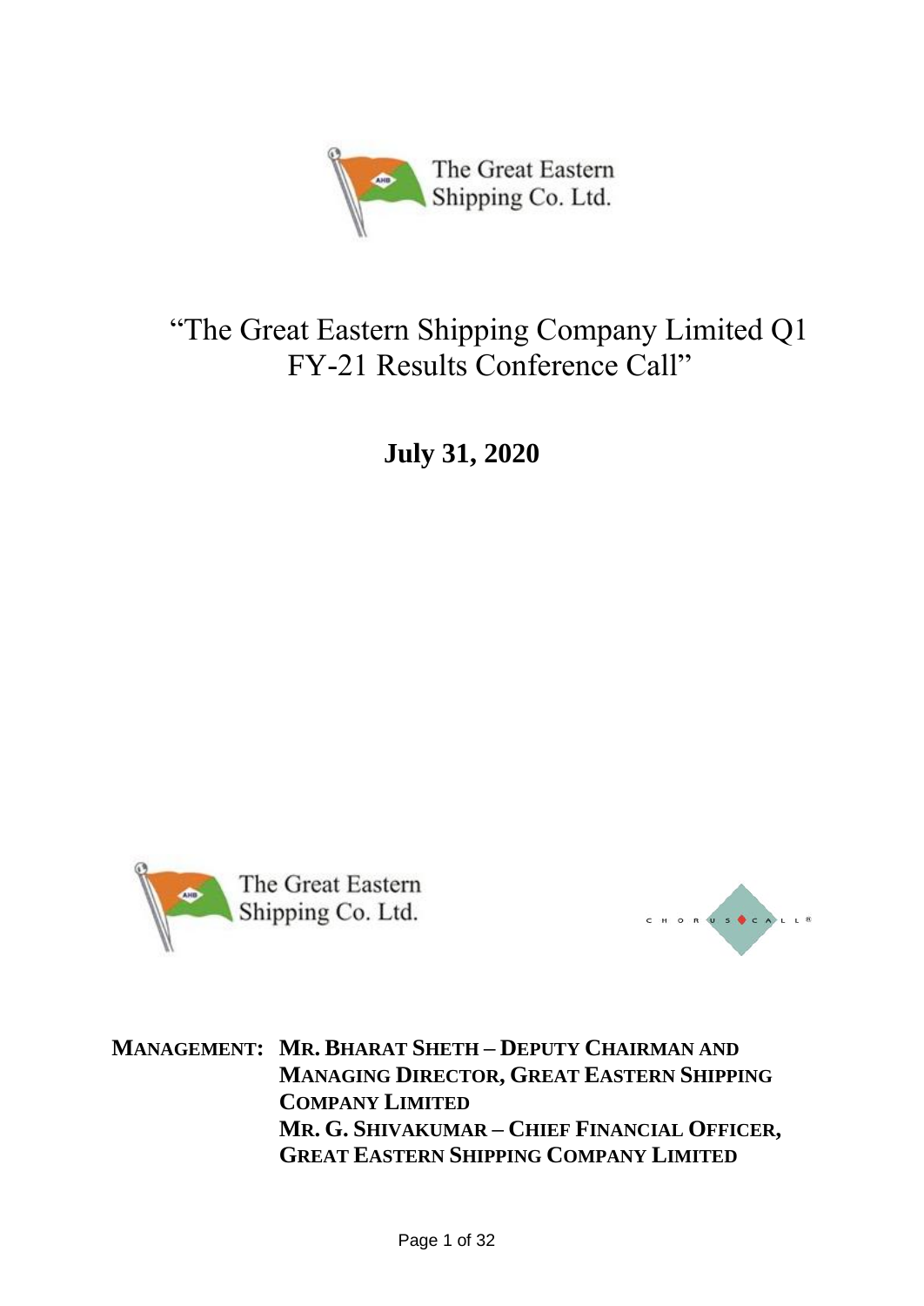The Great Eastern Shipping Co. Ltd.

# "The Great Eastern Shipping Company Limited Q1 FY-21 Results Conference Call"

**July 31, 2020**

The Great Eastern Shipping Co. Ltd.

**MANAGEMENT: MR. BHARAT SHETH – DEPUTY CHAIRMAN AND MANAGING DIRECTOR, GREAT EASTERN SHIPPING COMPANY LIMITED**
**MR. G. SHIVAKUMAR – CHIEF FINANCIAL OFFICER, GREAT EASTERN SHIPPING COMPANY LIMITED**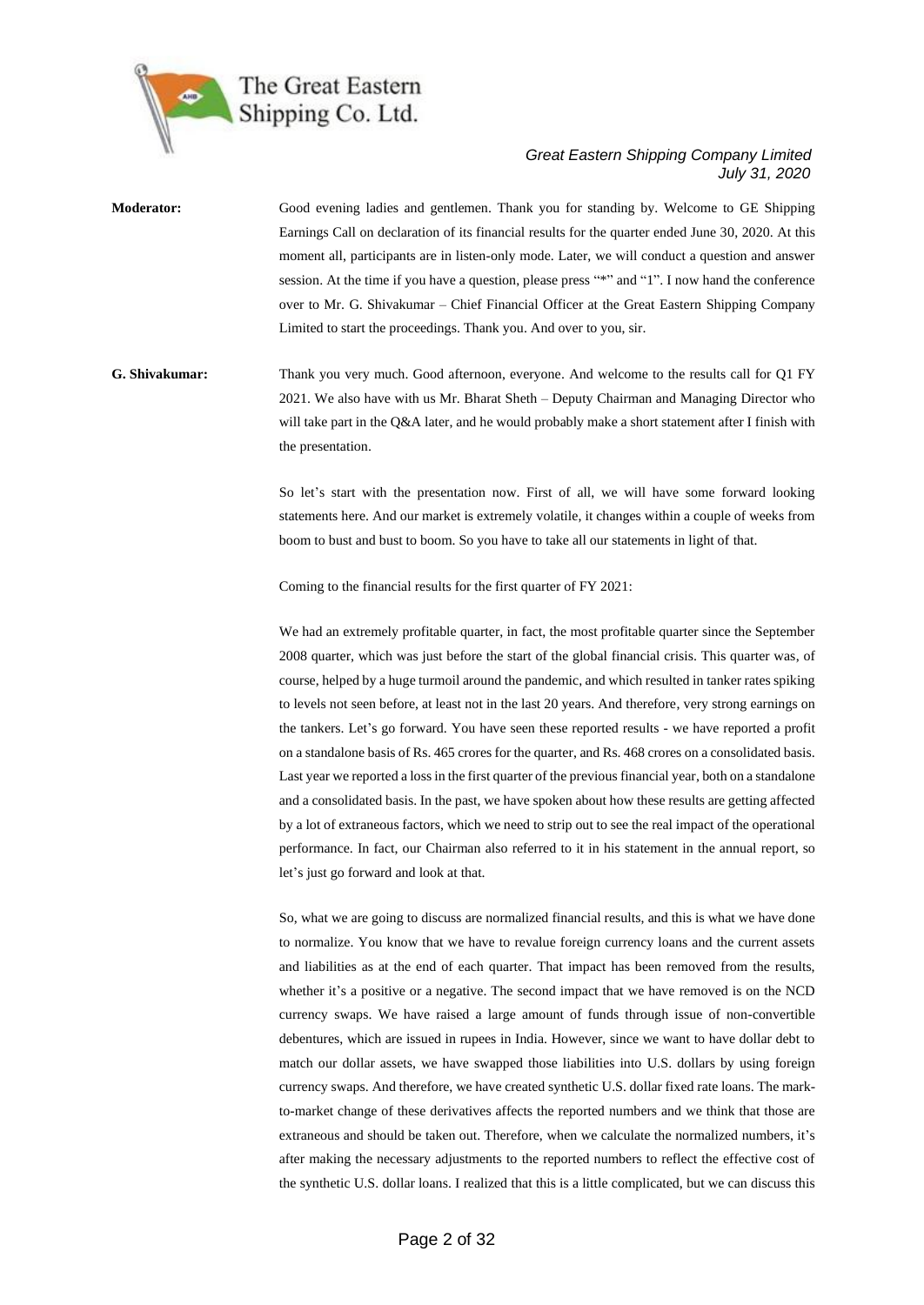**Moderator:** Good evening ladies and gentlemen. Thank you for standing by. Welcome to GE Shipping Earnings Call on declaration of its financial results for the quarter ended June 30, 2020. At this moment all, participants are in listen-only mode. Later, we will conduct a question and answer session. At the time if you have a question, please press "*" and "1". I now hand the conference over to Mr. G. Shivakumar – Chief Financial Officer at the Great Eastern Shipping Company Limited to start the proceedings. Thank you. And over to you, sir.

**G. Shivakumar:** Thank you very much. Good afternoon, everyone. And welcome to the results call for Q1 FY 2021. We also have with us Mr. Bharat Sheth – Deputy Chairman and Managing Director who will take part in the Q&A later, and he would probably make a short statement after I finish with the presentation.

So let's start with the presentation now. First of all, we will have some forward looking statements here. And our market is extremely volatile, it changes within a couple of weeks from boom to bust and bust to boom. So you have to take all our statements in light of that.

Coming to the financial results for the first quarter of FY 2021:

We had an extremely profitable quarter, in fact, the most profitable quarter since the September 2008 quarter, which was just before the start of the global financial crisis. This quarter was, of course, helped by a huge turmoil around the pandemic, and which resulted in tanker rates spiking to levels not seen before, at least not in the last 20 years. And therefore, very strong earnings on the tankers. Let's go forward. You have seen these reported results - we have reported a profit on a standalone basis of Rs. 465 crores for the quarter, and Rs. 468 crores on a consolidated basis. Last year we reported a loss in the first quarter of the previous financial year, both on a standalone and a consolidated basis. In the past, we have spoken about how these results are getting affected by a lot of extraneous factors, which we need to strip out to see the real impact of the operational performance. In fact, our Chairman also referred to it in his statement in the annual report, so let's just go forward and look at that.

So, what we are going to discuss are normalized financial results, and this is what we have done to normalize. You know that we have to revalue foreign currency loans and the current assets and liabilities as at the end of each quarter. That impact has been removed from the results, whether it's a positive or a negative. The second impact that we have removed is on the NCD currency swaps. We have raised a large amount of funds through issue of non-convertible debentures, which are issued in rupees in India. However, since we want to have dollar debt to match our dollar assets, we have swapped those liabilities into U.S. dollars by using foreign currency swaps. And therefore, we have created synthetic U.S. dollar fixed rate loans. The mark-to-market change of these derivatives affects the reported numbers and we think that those are extraneous and should be taken out. Therefore, when we calculate the normalized numbers, it's after making the necessary adjustments to the reported numbers to reflect the effective cost of the synthetic U.S. dollar loans. I realized that this is a little complicated, but we can discuss this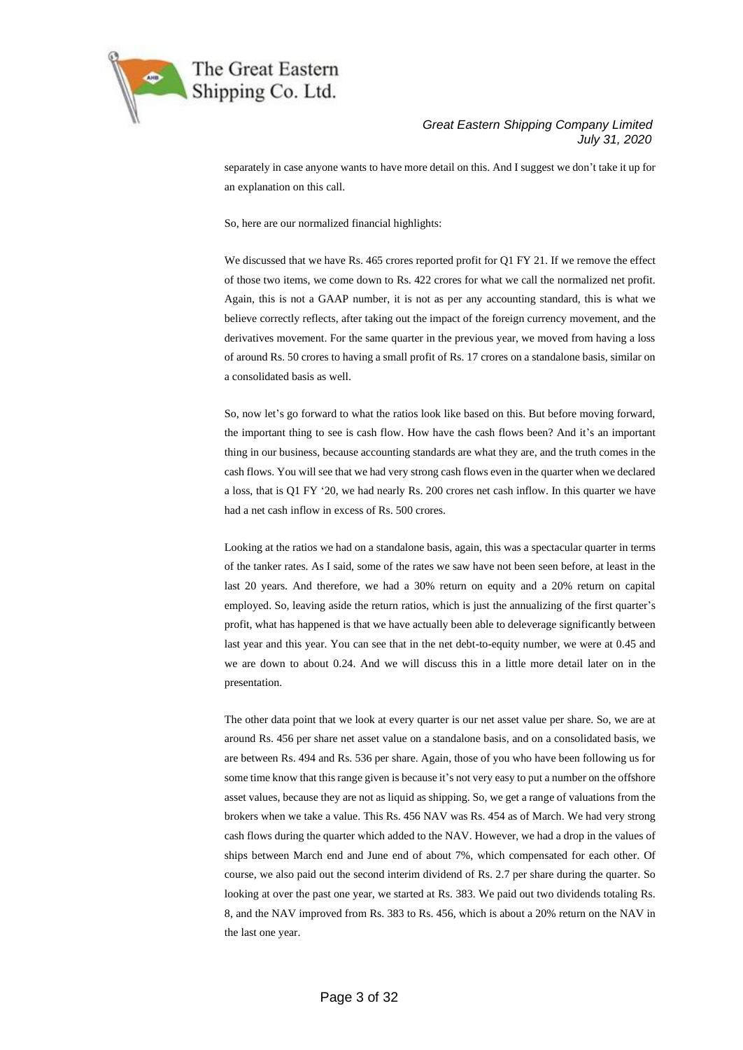separately in case anyone wants to have more detail on this. And I suggest we don't take it up for an explanation on this call.

So, here are our normalized financial highlights:

We discussed that we have Rs. 465 crores reported profit for Q1 FY 21. If we remove the effect of those two items, we come down to Rs. 422 crores for what we call the normalized net profit. Again, this is not a GAAP number, it is not as per any accounting standard, this is what we believe correctly reflects, after taking out the impact of the foreign currency movement, and the derivatives movement. For the same quarter in the previous year, we moved from having a loss of around Rs. 50 crores to having a small profit of Rs. 17 crores on a standalone basis, similar on a consolidated basis as well.

So, now let's go forward to what the ratios look like based on this. But before moving forward, the important thing to see is cash flow. How have the cash flows been? And it's an important thing in our business, because accounting standards are what they are, and the truth comes in the cash flows. You will see that we had very strong cash flows even in the quarter when we declared a loss, that is Q1 FY '20, we had nearly Rs. 200 crores net cash inflow. In this quarter we have had a net cash inflow in excess of Rs. 500 crores.

Looking at the ratios we had on a standalone basis, again, this was a spectacular quarter in terms of the tanker rates. As I said, some of the rates we saw have not been seen before, at least in the last 20 years. And therefore, we had a 30% return on equity and a 20% return on capital employed. So, leaving aside the return ratios, which is just the annualizing of the first quarter's profit, what has happened is that we have actually been able to deleverage significantly between last year and this year. You can see that in the net debt-to-equity number, we were at 0.45 and we are down to about 0.24. And we will discuss this in a little more detail later on in the presentation.

The other data point that we look at every quarter is our net asset value per share. So, we are at around Rs. 456 per share net asset value on a standalone basis, and on a consolidated basis, we are between Rs. 494 and Rs. 536 per share. Again, those of you who have been following us for some time know that this range given is because it's not very easy to put a number on the offshore asset values, because they are not as liquid as shipping. So, we get a range of valuations from the brokers when we take a value. This Rs. 456 NAV was Rs. 454 as of March. We had very strong cash flows during the quarter which added to the NAV. However, we had a drop in the values of ships between March end and June end of about 7%, which compensated for each other. Of course, we also paid out the second interim dividend of Rs. 2.7 per share during the quarter. So looking at over the past one year, we started at Rs. 383. We paid out two dividends totaling Rs. 8, and the NAV improved from Rs. 383 to Rs. 456, which is about a 20% return on the NAV in the last one year.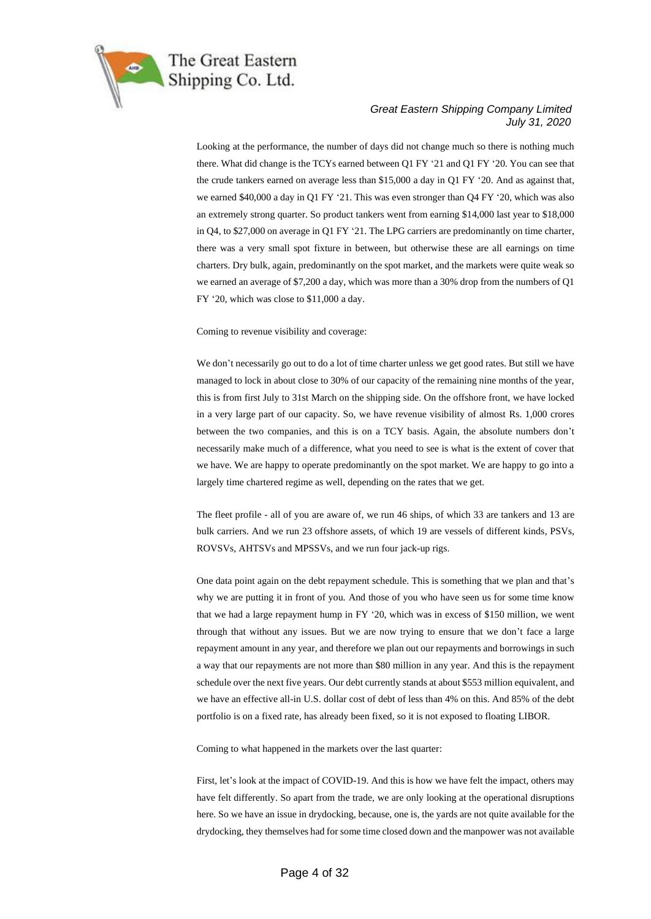Looking at the performance, the number of days did not change much so there is nothing much there. What did change is the TCYs earned between Q1 FY '21 and Q1 FY '20. You can see that the crude tankers earned on average less than $15,000 a day in Q1 FY '20. And as against that, we earned $40,000 a day in Q1 FY '21. This was even stronger than Q4 FY '20, which was also an extremely strong quarter. So product tankers went from earning $14,000 last year to $18,000 in Q4, to $27,000 on average in Q1 FY '21. The LPG carriers are predominantly on time charter, there was a very small spot fixture in between, but otherwise these are all earnings on time charters. Dry bulk, again, predominantly on the spot market, and the markets were quite weak so we earned an average of $7,200 a day, which was more than a 30% drop from the numbers of Q1 FY '20, which was close to $11,000 a day.

Coming to revenue visibility and coverage:

We don't necessarily go out to do a lot of time charter unless we get good rates. But still we have managed to lock in about close to 30% of our capacity of the remaining nine months of the year, this is from first July to 31st March on the shipping side. On the offshore front, we have locked in a very large part of our capacity. So, we have revenue visibility of almost Rs. 1,000 crores between the two companies, and this is on a TCY basis. Again, the absolute numbers don't necessarily make much of a difference, what you need to see is what is the extent of cover that we have. We are happy to operate predominantly on the spot market. We are happy to go into a largely time chartered regime as well, depending on the rates that we get.

The fleet profile - all of you are aware of, we run 46 ships, of which 33 are tankers and 13 are bulk carriers. And we run 23 offshore assets, of which 19 are vessels of different kinds, PSVs, ROVSVs, AHTSVs and MPSSVs, and we run four jack-up rigs.

One data point again on the debt repayment schedule. This is something that we plan and that's why we are putting it in front of you. And those of you who have seen us for some time know that we had a large repayment hump in FY '20, which was in excess of $150 million, we went through that without any issues. But we are now trying to ensure that we don't face a large repayment amount in any year, and therefore we plan out our repayments and borrowings in such a way that our repayments are not more than $80 million in any year. And this is the repayment schedule over the next five years. Our debt currently stands at about $553 million equivalent, and we have an effective all-in U.S. dollar cost of debt of less than 4% on this. And 85% of the debt portfolio is on a fixed rate, has already been fixed, so it is not exposed to floating LIBOR.

Coming to what happened in the markets over the last quarter:

First, let's look at the impact of COVID-19. And this is how we have felt the impact, others may have felt differently. So apart from the trade, we are only looking at the operational disruptions here. So we have an issue in drydocking, because, one is, the yards are not quite available for the drydocking, they themselves had for some time closed down and the manpower was not available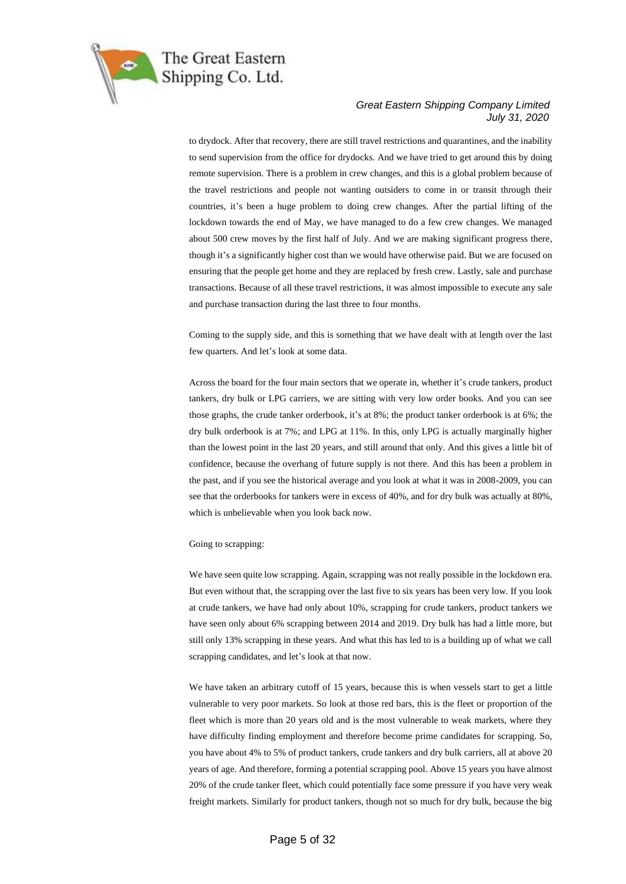to drydock. After that recovery, there are still travel restrictions and quarantines, and the inability to send supervision from the office for drydocks. And we have tried to get around this by doing remote supervision. There is a problem in crew changes, and this is a global problem because of the travel restrictions and people not wanting outsiders to come in or transit through their countries, it's been a huge problem to doing crew changes. After the partial lifting of the lockdown towards the end of May, we have managed to do a few crew changes. We managed about 500 crew moves by the first half of July. And we are making significant progress there, though it's a significantly higher cost than we would have otherwise paid. But we are focused on ensuring that the people get home and they are replaced by fresh crew. Lastly, sale and purchase transactions. Because of all these travel restrictions, it was almost impossible to execute any sale and purchase transaction during the last three to four months.

Coming to the supply side, and this is something that we have dealt with at length over the last few quarters. And let's look at some data.

Across the board for the four main sectors that we operate in, whether it's crude tankers, product tankers, dry bulk or LPG carriers, we are sitting with very low order books. And you can see those graphs, the crude tanker orderbook, it's at 8%; the product tanker orderbook is at 6%; the dry bulk orderbook is at 7%; and LPG at 11%. In this, only LPG is actually marginally higher than the lowest point in the last 20 years, and still around that only. And this gives a little bit of confidence, because the overhang of future supply is not there. And this has been a problem in the past, and if you see the historical average and you look at what it was in 2008-2009, you can see that the orderbooks for tankers were in excess of 40%, and for dry bulk was actually at 80%, which is unbelievable when you look back now.

Going to scrapping:

We have seen quite low scrapping. Again, scrapping was not really possible in the lockdown era. But even without that, the scrapping over the last five to six years has been very low. If you look at crude tankers, we have had only about 10%, scrapping for crude tankers, product tankers we have seen only about 6% scrapping between 2014 and 2019. Dry bulk has had a little more, but still only 13% scrapping in these years. And what this has led to is a building up of what we call scrapping candidates, and let's look at that now.

We have taken an arbitrary cutoff of 15 years, because this is when vessels start to get a little vulnerable to very poor markets. So look at those red bars, this is the fleet or proportion of the fleet which is more than 20 years old and is the most vulnerable to weak markets, where they have difficulty finding employment and therefore become prime candidates for scrapping. So, you have about 4% to 5% of product tankers, crude tankers and dry bulk carriers, all at above 20 years of age. And therefore, forming a potential scrapping pool. Above 15 years you have almost 20% of the crude tanker fleet, which could potentially face some pressure if you have very weak freight markets. Similarly for product tankers, though not so much for dry bulk, because the big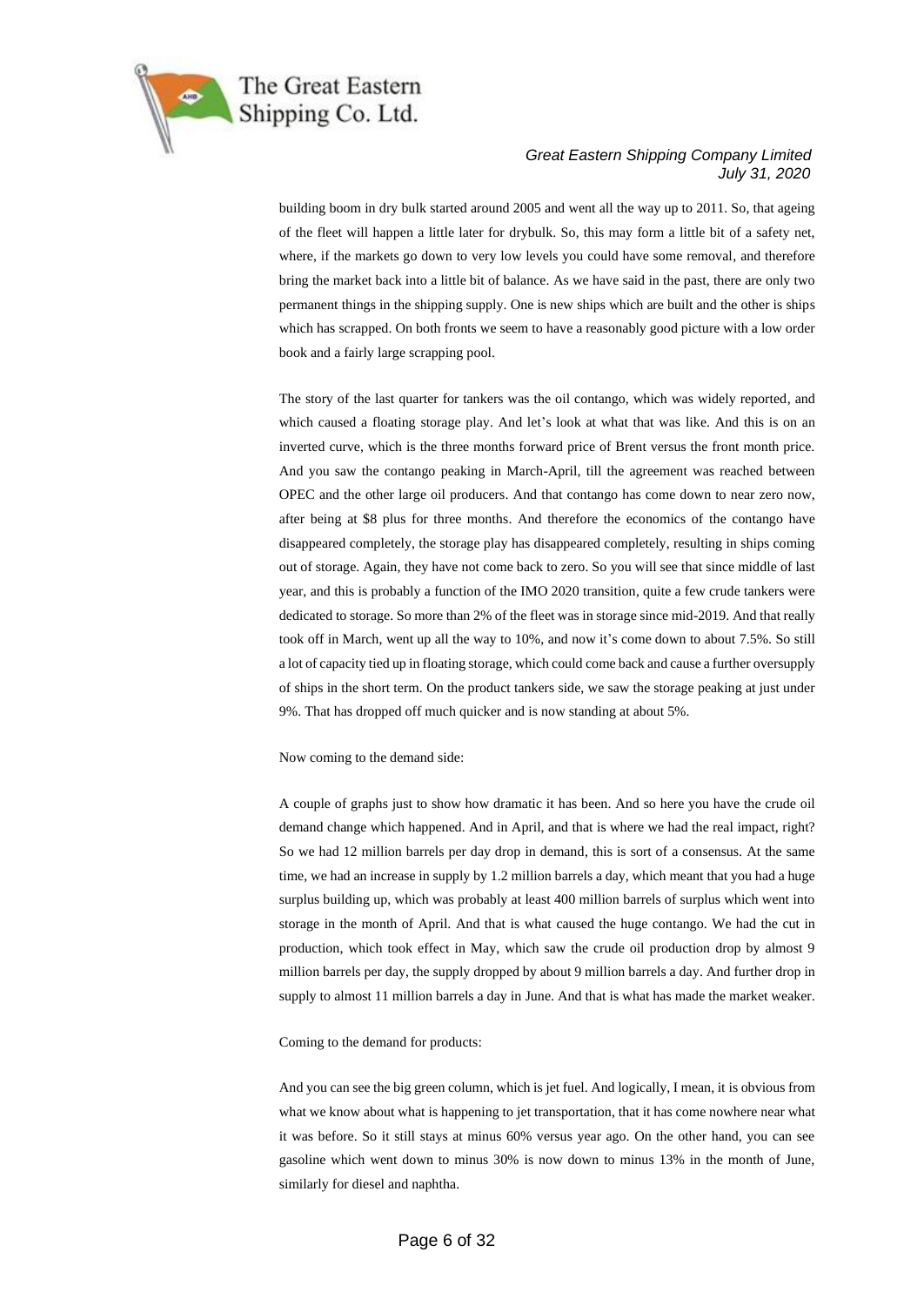building boom in dry bulk started around 2005 and went all the way up to 2011. So, that ageing of the fleet will happen a little later for drybulk. So, this may form a little bit of a safety net, where, if the markets go down to very low levels you could have some removal, and therefore bring the market back into a little bit of balance. As we have said in the past, there are only two permanent things in the shipping supply. One is new ships which are built and the other is ships which has scrapped. On both fronts we seem to have a reasonably good picture with a low order book and a fairly large scrapping pool.

The story of the last quarter for tankers was the oil contango, which was widely reported, and which caused a floating storage play. And let's look at what that was like. And this is on an inverted curve, which is the three months forward price of Brent versus the front month price. And you saw the contango peaking in March-April, till the agreement was reached between OPEC and the other large oil producers. And that contango has come down to near zero now, after being at $8 plus for three months. And therefore the economics of the contango have disappeared completely, the storage play has disappeared completely, resulting in ships coming out of storage. Again, they have not come back to zero. So you will see that since middle of last year, and this is probably a function of the IMO 2020 transition, quite a few crude tankers were dedicated to storage. So more than 2% of the fleet was in storage since mid-2019. And that really took off in March, went up all the way to 10%, and now it's come down to about 7.5%. So still a lot of capacity tied up in floating storage, which could come back and cause a further oversupply of ships in the short term. On the product tankers side, we saw the storage peaking at just under 9%. That has dropped off much quicker and is now standing at about 5%.

Now coming to the demand side:

A couple of graphs just to show how dramatic it has been. And so here you have the crude oil demand change which happened. And in April, and that is where we had the real impact, right? So we had 12 million barrels per day drop in demand, this is sort of a consensus. At the same time, we had an increase in supply by 1.2 million barrels a day, which meant that you had a huge surplus building up, which was probably at least 400 million barrels of surplus which went into storage in the month of April. And that is what caused the huge contango. We had the cut in production, which took effect in May, which saw the crude oil production drop by almost 9 million barrels per day, the supply dropped by about 9 million barrels a day. And further drop in supply to almost 11 million barrels a day in June. And that is what has made the market weaker.

Coming to the demand for products:

And you can see the big green column, which is jet fuel. And logically, I mean, it is obvious from what we know about what is happening to jet transportation, that it has come nowhere near what it was before. So it still stays at minus 60% versus year ago. On the other hand, you can see gasoline which went down to minus 30% is now down to minus 13% in the month of June, similarly for diesel and naphtha.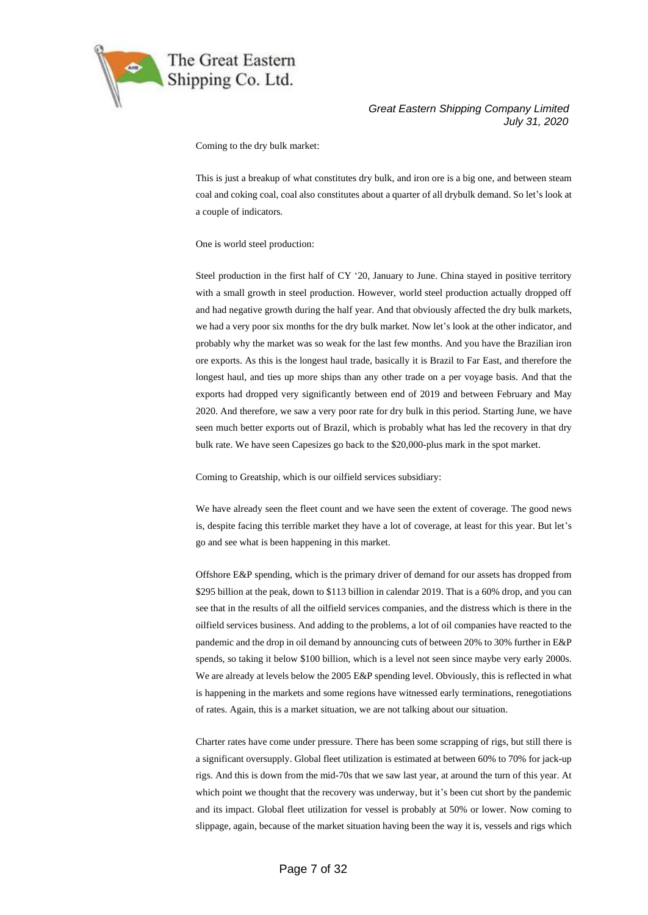Coming to the dry bulk market:

This is just a breakup of what constitutes dry bulk, and iron ore is a big one, and between steam coal and coking coal, coal also constitutes about a quarter of all drybulk demand. So let's look at a couple of indicators.

One is world steel production:

Steel production in the first half of CY '20, January to June. China stayed in positive territory with a small growth in steel production. However, world steel production actually dropped off and had negative growth during the half year. And that obviously affected the dry bulk markets, we had a very poor six months for the dry bulk market. Now let's look at the other indicator, and probably why the market was so weak for the last few months. And you have the Brazilian iron ore exports. As this is the longest haul trade, basically it is Brazil to Far East, and therefore the longest haul, and ties up more ships than any other trade on a per voyage basis. And that the exports had dropped very significantly between end of 2019 and between February and May 2020. And therefore, we saw a very poor rate for dry bulk in this period. Starting June, we have seen much better exports out of Brazil, which is probably what has led the recovery in that dry bulk rate. We have seen Capesizes go back to the $20,000-plus mark in the spot market.

Coming to Greatship, which is our oilfield services subsidiary:

We have already seen the fleet count and we have seen the extent of coverage. The good news is, despite facing this terrible market they have a lot of coverage, at least for this year. But let's go and see what is been happening in this market.

Offshore E&P spending, which is the primary driver of demand for our assets has dropped from $295 billion at the peak, down to $113 billion in calendar 2019. That is a 60% drop, and you can see that in the results of all the oilfield services companies, and the distress which is there in the oilfield services business. And adding to the problems, a lot of oil companies have reacted to the pandemic and the drop in oil demand by announcing cuts of between 20% to 30% further in E&P spends, so taking it below $100 billion, which is a level not seen since maybe very early 2000s. We are already at levels below the 2005 E&P spending level. Obviously, this is reflected in what is happening in the markets and some regions have witnessed early terminations, renegotiations of rates. Again, this is a market situation, we are not talking about our situation.

Charter rates have come under pressure. There has been some scrapping of rigs, but still there is a significant oversupply. Global fleet utilization is estimated at between 60% to 70% for jack-up rigs. And this is down from the mid-70s that we saw last year, at around the turn of this year. At which point we thought that the recovery was underway, but it's been cut short by the pandemic and its impact. Global fleet utilization for vessel is probably at 50% or lower. Now coming to slippage, again, because of the market situation having been the way it is, vessels and rigs which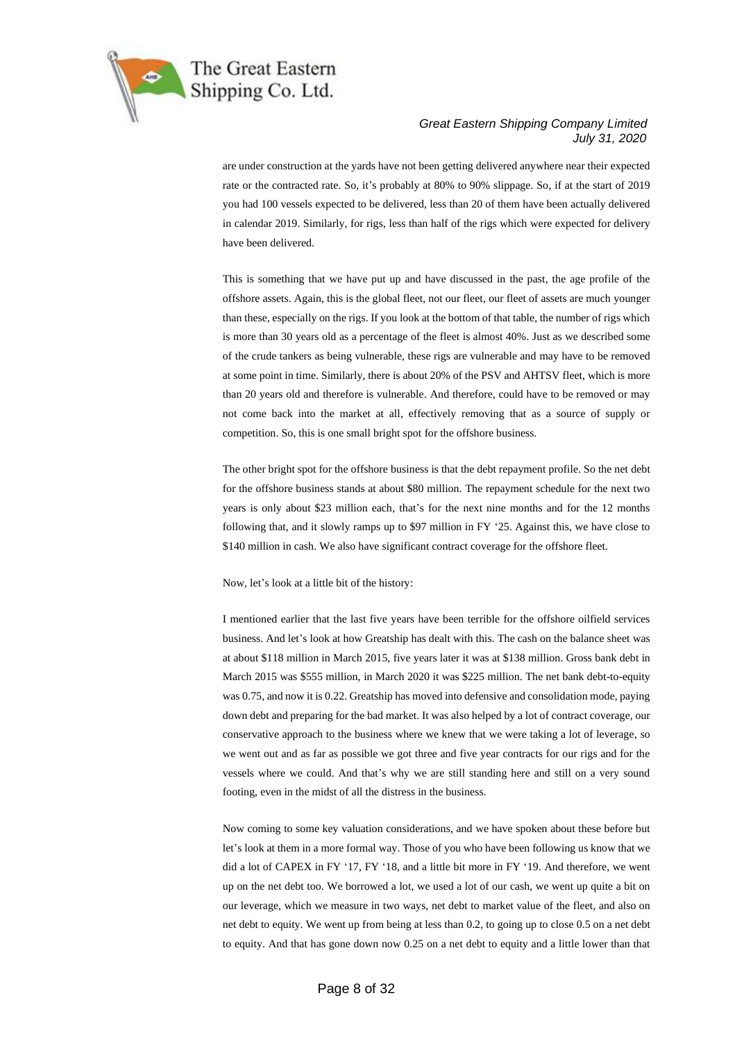are under construction at the yards have not been getting delivered anywhere near their expected rate or the contracted rate. So, it's probably at 80% to 90% slippage. So, if at the start of 2019 you had 100 vessels expected to be delivered, less than 20 of them have been actually delivered in calendar 2019. Similarly, for rigs, less than half of the rigs which were expected for delivery have been delivered.

This is something that we have put up and have discussed in the past, the age profile of the offshore assets. Again, this is the global fleet, not our fleet, our fleet of assets are much younger than these, especially on the rigs. If you look at the bottom of that table, the number of rigs which is more than 30 years old as a percentage of the fleet is almost 40%. Just as we described some of the crude tankers as being vulnerable, these rigs are vulnerable and may have to be removed at some point in time. Similarly, there is about 20% of the PSV and AHTSV fleet, which is more than 20 years old and therefore is vulnerable. And therefore, could have to be removed or may not come back into the market at all, effectively removing that as a source of supply or competition. So, this is one small bright spot for the offshore business.

The other bright spot for the offshore business is that the debt repayment profile. So the net debt for the offshore business stands at about $80 million. The repayment schedule for the next two years is only about $23 million each, that's for the next nine months and for the 12 months following that, and it slowly ramps up to $97 million in FY '25. Against this, we have close to $140 million in cash. We also have significant contract coverage for the offshore fleet.

Now, let's look at a little bit of the history:

I mentioned earlier that the last five years have been terrible for the offshore oilfield services business. And let's look at how Greatship has dealt with this. The cash on the balance sheet was at about $118 million in March 2015, five years later it was at $138 million. Gross bank debt in March 2015 was $555 million, in March 2020 it was $225 million. The net bank debt-to-equity was 0.75, and now it is 0.22. Greatship has moved into defensive and consolidation mode, paying down debt and preparing for the bad market. It was also helped by a lot of contract coverage, our conservative approach to the business where we knew that we were taking a lot of leverage, so we went out and as far as possible we got three and five year contracts for our rigs and for the vessels where we could. And that's why we are still standing here and still on a very sound footing, even in the midst of all the distress in the business.

Now coming to some key valuation considerations, and we have spoken about these before but let's look at them in a more formal way. Those of you who have been following us know that we did a lot of CAPEX in FY '17, FY '18, and a little bit more in FY '19. And therefore, we went up on the net debt too. We borrowed a lot, we used a lot of our cash, we went up quite a bit on our leverage, which we measure in two ways, net debt to market value of the fleet, and also on net debt to equity. We went up from being at less than 0.2, to going up to close 0.5 on a net debt to equity. And that has gone down now 0.25 on a net debt to equity and a little lower than that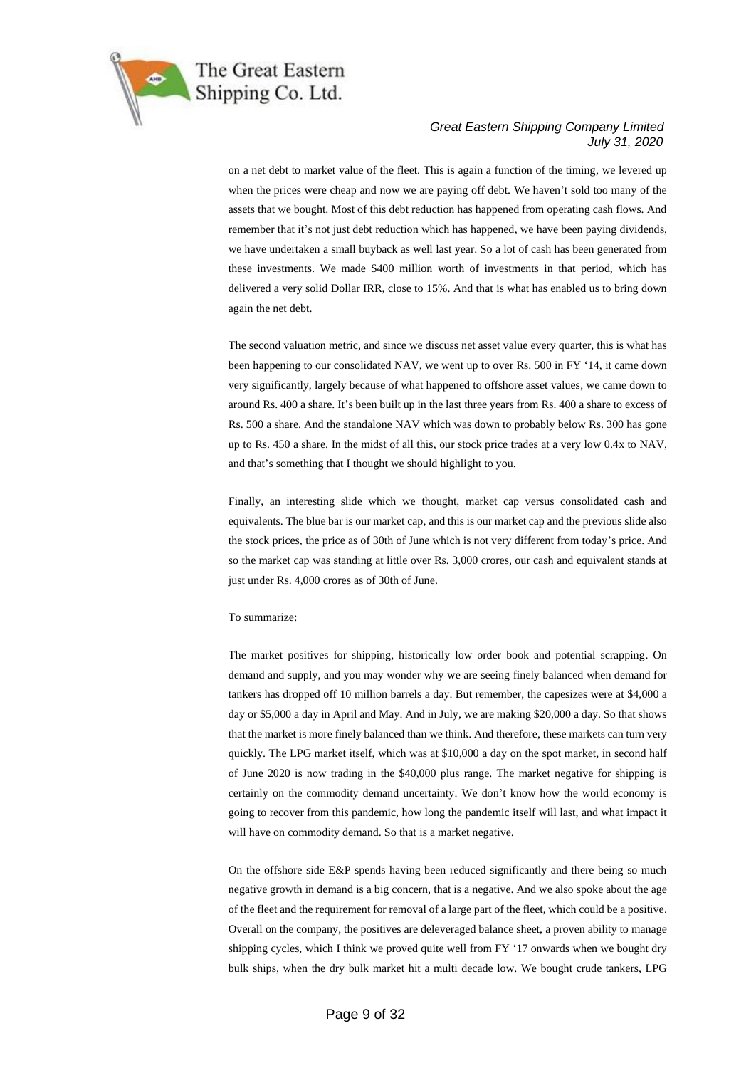on a net debt to market value of the fleet. This is again a function of the timing, we levered up when the prices were cheap and now we are paying off debt. We haven't sold too many of the assets that we bought. Most of this debt reduction has happened from operating cash flows. And remember that it's not just debt reduction which has happened, we have been paying dividends, we have undertaken a small buyback as well last year. So a lot of cash has been generated from these investments. We made $400 million worth of investments in that period, which has delivered a very solid Dollar IRR, close to 15%. And that is what has enabled us to bring down again the net debt.

The second valuation metric, and since we discuss net asset value every quarter, this is what has been happening to our consolidated NAV, we went up to over Rs. 500 in FY '14, it came down very significantly, largely because of what happened to offshore asset values, we came down to around Rs. 400 a share. It's been built up in the last three years from Rs. 400 a share to excess of Rs. 500 a share. And the standalone NAV which was down to probably below Rs. 300 has gone up to Rs. 450 a share. In the midst of all this, our stock price trades at a very low 0.4x to NAV, and that's something that I thought we should highlight to you.

Finally, an interesting slide which we thought, market cap versus consolidated cash and equivalents. The blue bar is our market cap, and this is our market cap and the previous slide also the stock prices, the price as of 30th of June which is not very different from today's price. And so the market cap was standing at little over Rs. 3,000 crores, our cash and equivalent stands at just under Rs. 4,000 crores as of 30th of June.

To summarize:

The market positives for shipping, historically low order book and potential scrapping. On demand and supply, and you may wonder why we are seeing finely balanced when demand for tankers has dropped off 10 million barrels a day. But remember, the capesizes were at $4,000 a day or $5,000 a day in April and May. And in July, we are making $20,000 a day. So that shows that the market is more finely balanced than we think. And therefore, these markets can turn very quickly. The LPG market itself, which was at $10,000 a day on the spot market, in second half of June 2020 is now trading in the $40,000 plus range. The market negative for shipping is certainly on the commodity demand uncertainty. We don't know how the world economy is going to recover from this pandemic, how long the pandemic itself will last, and what impact it will have on commodity demand. So that is a market negative.

On the offshore side E&P spends having been reduced significantly and there being so much negative growth in demand is a big concern, that is a negative. And we also spoke about the age of the fleet and the requirement for removal of a large part of the fleet, which could be a positive. Overall on the company, the positives are deleveraged balance sheet, a proven ability to manage shipping cycles, which I think we proved quite well from FY '17 onwards when we bought dry bulk ships, when the dry bulk market hit a multi decade low. We bought crude tankers, LPG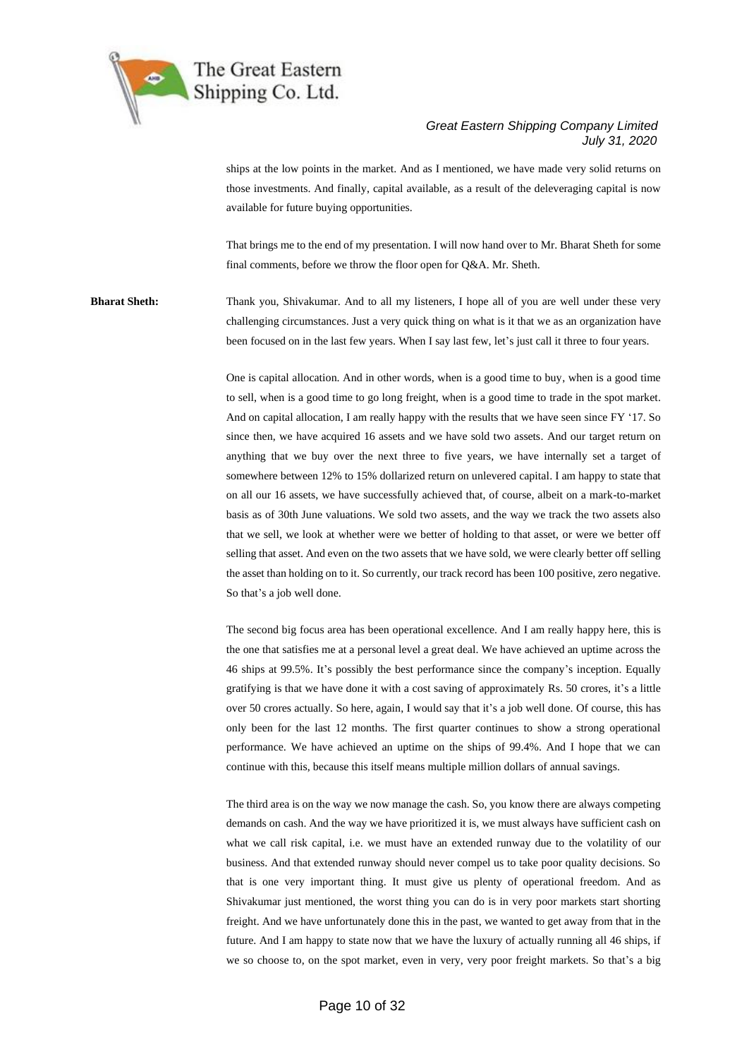ships at the low points in the market. And as I mentioned, we have made very solid returns on those investments. And finally, capital available, as a result of the deleveraging capital is now available for future buying opportunities.

That brings me to the end of my presentation. I will now hand over to Mr. Bharat Sheth for some final comments, before we throw the floor open for Q&A. Mr. Sheth.

**Bharat Sheth:** Thank you, Shivakumar. And to all my listeners, I hope all of you are well under these very challenging circumstances. Just a very quick thing on what is it that we as an organization have been focused on in the last few years. When I say last few, let's just call it three to four years.

One is capital allocation. And in other words, when is a good time to buy, when is a good time to sell, when is a good time to go long freight, when is a good time to trade in the spot market. And on capital allocation, I am really happy with the results that we have seen since FY '17. So since then, we have acquired 16 assets and we have sold two assets. And our target return on anything that we buy over the next three to five years, we have internally set a target of somewhere between 12% to 15% dollarized return on unlevered capital. I am happy to state that on all our 16 assets, we have successfully achieved that, of course, albeit on a mark-to-market basis as of 30th June valuations. We sold two assets, and the way we track the two assets also that we sell, we look at whether were we better of holding to that asset, or were we better off selling that asset. And even on the two assets that we have sold, we were clearly better off selling the asset than holding on to it. So currently, our track record has been 100 positive, zero negative. So that's a job well done.

The second big focus area has been operational excellence. And I am really happy here, this is the one that satisfies me at a personal level a great deal. We have achieved an uptime across the 46 ships at 99.5%. It's possibly the best performance since the company's inception. Equally gratifying is that we have done it with a cost saving of approximately Rs. 50 crores, it's a little over 50 crores actually. So here, again, I would say that it's a job well done. Of course, this has only been for the last 12 months. The first quarter continues to show a strong operational performance. We have achieved an uptime on the ships of 99.4%. And I hope that we can continue with this, because this itself means multiple million dollars of annual savings.

The third area is on the way we now manage the cash. So, you know there are always competing demands on cash. And the way we have prioritized it is, we must always have sufficient cash on what we call risk capital, i.e. we must have an extended runway due to the volatility of our business. And that extended runway should never compel us to take poor quality decisions. So that is one very important thing. It must give us plenty of operational freedom. And as Shivakumar just mentioned, the worst thing you can do is in very poor markets start shorting freight. And we have unfortunately done this in the past, we wanted to get away from that in the future. And I am happy to state now that we have the luxury of actually running all 46 ships, if we so choose to, on the spot market, even in very, very poor freight markets. So that's a big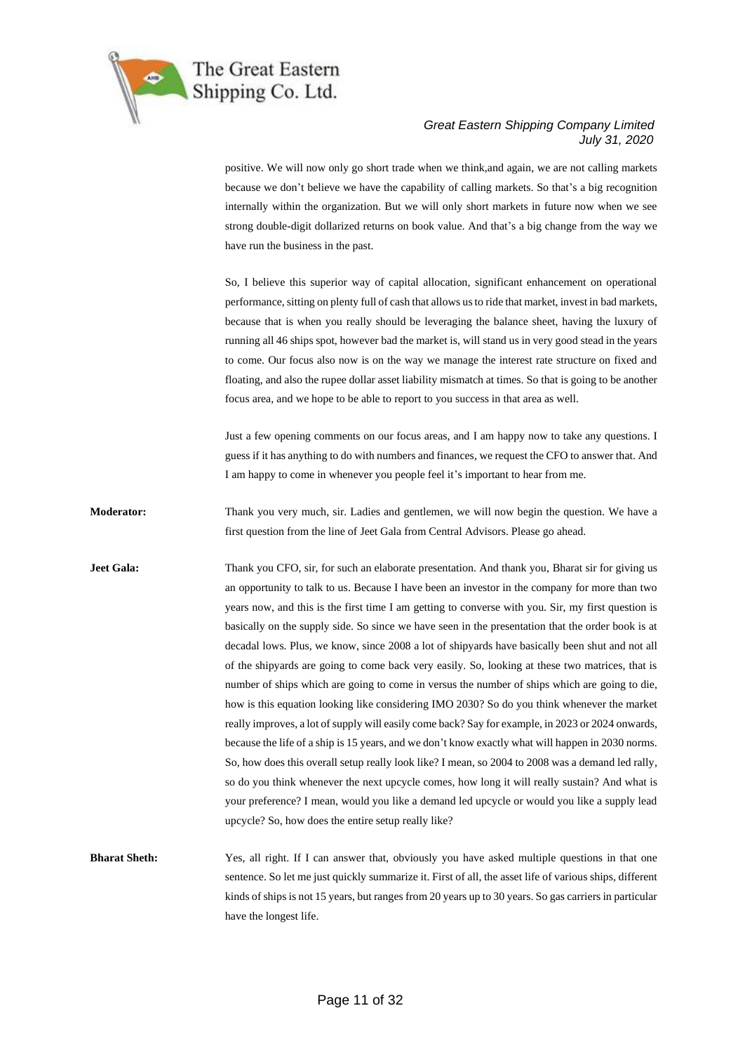positive. We will now only go short trade when we think,and again, we are not calling markets because we don't believe we have the capability of calling markets. So that's a big recognition internally within the organization. But we will only short markets in future now when we see strong double-digit dollarized returns on book value. And that's a big change from the way we have run the business in the past.

So, I believe this superior way of capital allocation, significant enhancement on operational performance, sitting on plenty full of cash that allows us to ride that market, invest in bad markets, because that is when you really should be leveraging the balance sheet, having the luxury of running all 46 ships spot, however bad the market is, will stand us in very good stead in the years to come. Our focus also now is on the way we manage the interest rate structure on fixed and floating, and also the rupee dollar asset liability mismatch at times. So that is going to be another focus area, and we hope to be able to report to you success in that area as well.

Just a few opening comments on our focus areas, and I am happy now to take any questions. I guess if it has anything to do with numbers and finances, we request the CFO to answer that. And I am happy to come in whenever you people feel it's important to hear from me.

**Moderator:** Thank you very much, sir. Ladies and gentlemen, we will now begin the question. We have a first question from the line of Jeet Gala from Central Advisors. Please go ahead.

**Jeet Gala:** Thank you CFO, sir, for such an elaborate presentation. And thank you, Bharat sir for giving us an opportunity to talk to us. Because I have been an investor in the company for more than two years now, and this is the first time I am getting to converse with you. Sir, my first question is basically on the supply side. So since we have seen in the presentation that the order book is at decadal lows. Plus, we know, since 2008 a lot of shipyards have basically been shut and not all of the shipyards are going to come back very easily. So, looking at these two matrices, that is number of ships which are going to come in versus the number of ships which are going to die, how is this equation looking like considering IMO 2030? So do you think whenever the market really improves, a lot of supply will easily come back? Say for example, in 2023 or 2024 onwards, because the life of a ship is 15 years, and we don't know exactly what will happen in 2030 norms. So, how does this overall setup really look like? I mean, so 2004 to 2008 was a demand led rally, so do you think whenever the next upcycle comes, how long it will really sustain? And what is your preference? I mean, would you like a demand led upcycle or would you like a supply lead upcycle? So, how does the entire setup really like?

**Bharat Sheth:** Yes, all right. If I can answer that, obviously you have asked multiple questions in that one sentence. So let me just quickly summarize it. First of all, the asset life of various ships, different kinds of ships is not 15 years, but ranges from 20 years up to 30 years. So gas carriers in particular have the longest life.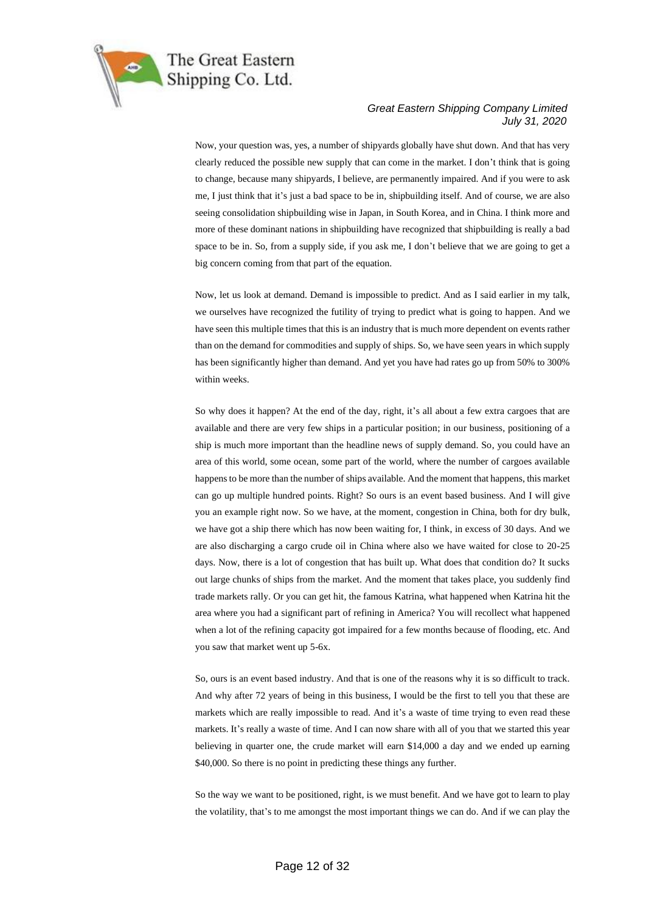Now, your question was, yes, a number of shipyards globally have shut down. And that has very clearly reduced the possible new supply that can come in the market. I don't think that is going to change, because many shipyards, I believe, are permanently impaired. And if you were to ask me, I just think that it's just a bad space to be in, shipbuilding itself. And of course, we are also seeing consolidation shipbuilding wise in Japan, in South Korea, and in China. I think more and more of these dominant nations in shipbuilding have recognized that shipbuilding is really a bad space to be in. So, from a supply side, if you ask me, I don't believe that we are going to get a big concern coming from that part of the equation.

Now, let us look at demand. Demand is impossible to predict. And as I said earlier in my talk, we ourselves have recognized the futility of trying to predict what is going to happen. And we have seen this multiple times that this is an industry that is much more dependent on events rather than on the demand for commodities and supply of ships. So, we have seen years in which supply has been significantly higher than demand. And yet you have had rates go up from 50% to 300% within weeks.

So why does it happen? At the end of the day, right, it's all about a few extra cargoes that are available and there are very few ships in a particular position; in our business, positioning of a ship is much more important than the headline news of supply demand. So, you could have an area of this world, some ocean, some part of the world, where the number of cargoes available happens to be more than the number of ships available. And the moment that happens, this market can go up multiple hundred points. Right? So ours is an event based business. And I will give you an example right now. So we have, at the moment, congestion in China, both for dry bulk, we have got a ship there which has now been waiting for, I think, in excess of 30 days. And we are also discharging a cargo crude oil in China where also we have waited for close to 20-25 days. Now, there is a lot of congestion that has built up. What does that condition do? It sucks out large chunks of ships from the market. And the moment that takes place, you suddenly find trade markets rally. Or you can get hit, the famous Katrina, what happened when Katrina hit the area where you had a significant part of refining in America? You will recollect what happened when a lot of the refining capacity got impaired for a few months because of flooding, etc. And you saw that market went up 5-6x.

So, ours is an event based industry. And that is one of the reasons why it is so difficult to track. And why after 72 years of being in this business, I would be the first to tell you that these are markets which are really impossible to read. And it's a waste of time trying to even read these markets. It's really a waste of time. And I can now share with all of you that we started this year believing in quarter one, the crude market will earn $14,000 a day and we ended up earning $40,000. So there is no point in predicting these things any further.

So the way we want to be positioned, right, is we must benefit. And we have got to learn to play the volatility, that's to me amongst the most important things we can do. And if we can play the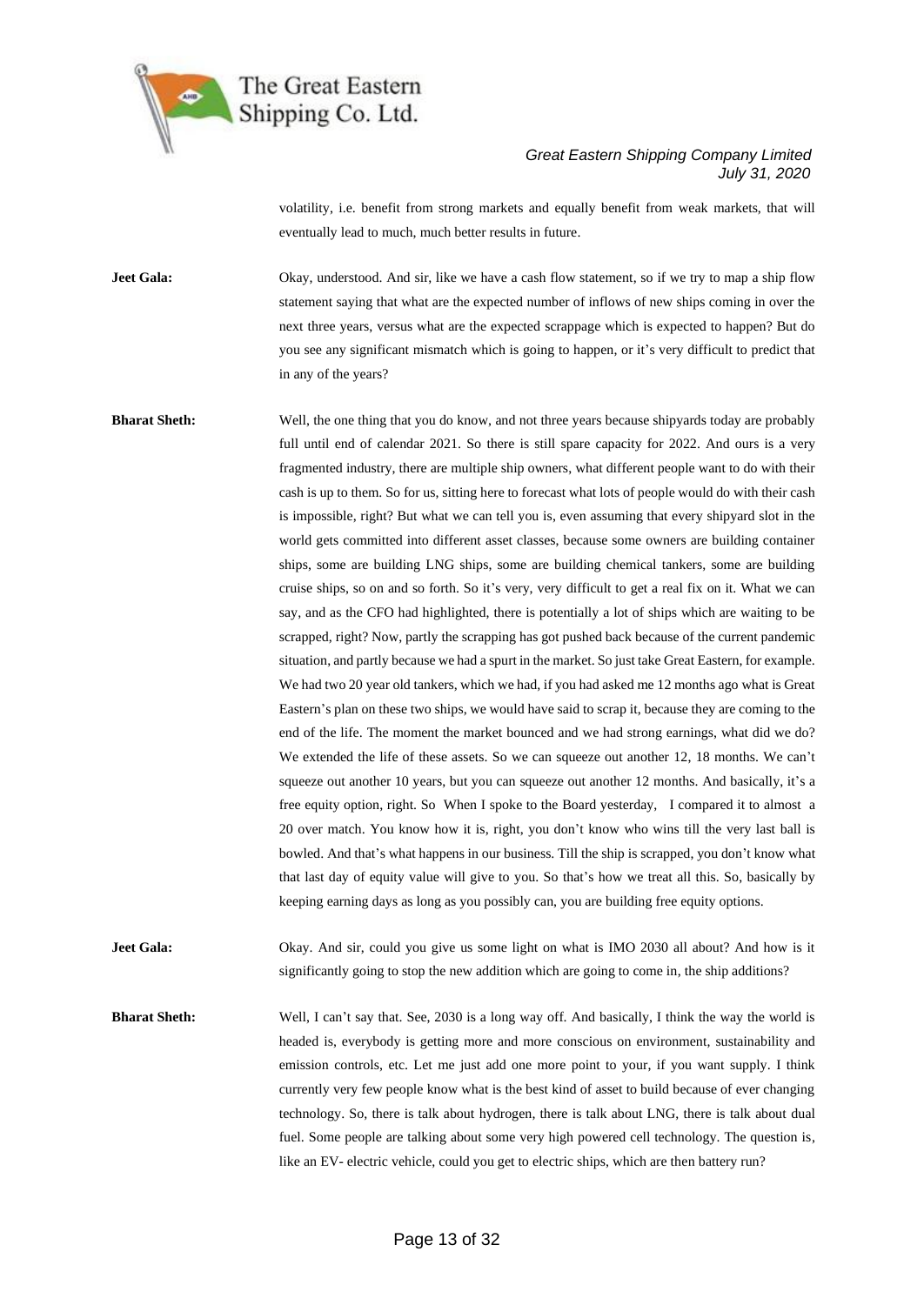volatility, i.e. benefit from strong markets and equally benefit from weak markets, that will eventually lead to much, much better results in future.

**Jeet Gala:** Okay, understood. And sir, like we have a cash flow statement, so if we try to map a ship flow statement saying that what are the expected number of inflows of new ships coming in over the next three years, versus what are the expected scrappage which is expected to happen? But do you see any significant mismatch which is going to happen, or it's very difficult to predict that in any of the years?

**Bharat Sheth:** Well, the one thing that you do know, and not three years because shipyards today are probably full until end of calendar 2021. So there is still spare capacity for 2022. And ours is a very fragmented industry, there are multiple ship owners, what different people want to do with their cash is up to them. So for us, sitting here to forecast what lots of people would do with their cash is impossible, right? But what we can tell you is, even assuming that every shipyard slot in the world gets committed into different asset classes, because some owners are building container ships, some are building LNG ships, some are building chemical tankers, some are building cruise ships, so on and so forth. So it's very, very difficult to get a real fix on it. What we can say, and as the CFO had highlighted, there is potentially a lot of ships which are waiting to be scrapped, right? Now, partly the scrapping has got pushed back because of the current pandemic situation, and partly because we had a spurt in the market. So just take Great Eastern, for example. We had two 20 year old tankers, which we had, if you had asked me 12 months ago what is Great Eastern's plan on these two ships, we would have said to scrap it, because they are coming to the end of the life. The moment the market bounced and we had strong earnings, what did we do? We extended the life of these assets. So we can squeeze out another 12, 18 months. We can't squeeze out another 10 years, but you can squeeze out another 12 months. And basically, it's a free equity option, right. So When I spoke to the Board yesterday, I compared it to almost a 20 over match. You know how it is, right, you don't know who wins till the very last ball is bowled. And that's what happens in our business. Till the ship is scrapped, you don't know what that last day of equity value will give to you. So that's how we treat all this. So, basically by keeping earning days as long as you possibly can, you are building free equity options.

**Jeet Gala:** Okay. And sir, could you give us some light on what is IMO 2030 all about? And how is it significantly going to stop the new addition which are going to come in, the ship additions?

**Bharat Sheth:** Well, I can't say that. See, 2030 is a long way off. And basically, I think the way the world is headed is, everybody is getting more and more conscious on environment, sustainability and emission controls, etc. Let me just add one more point to your, if you want supply. I think currently very few people know what is the best kind of asset to build because of ever changing technology. So, there is talk about hydrogen, there is talk about LNG, there is talk about dual fuel. Some people are talking about some very high powered cell technology. The question is, like an EV- electric vehicle, could you get to electric ships, which are then battery run?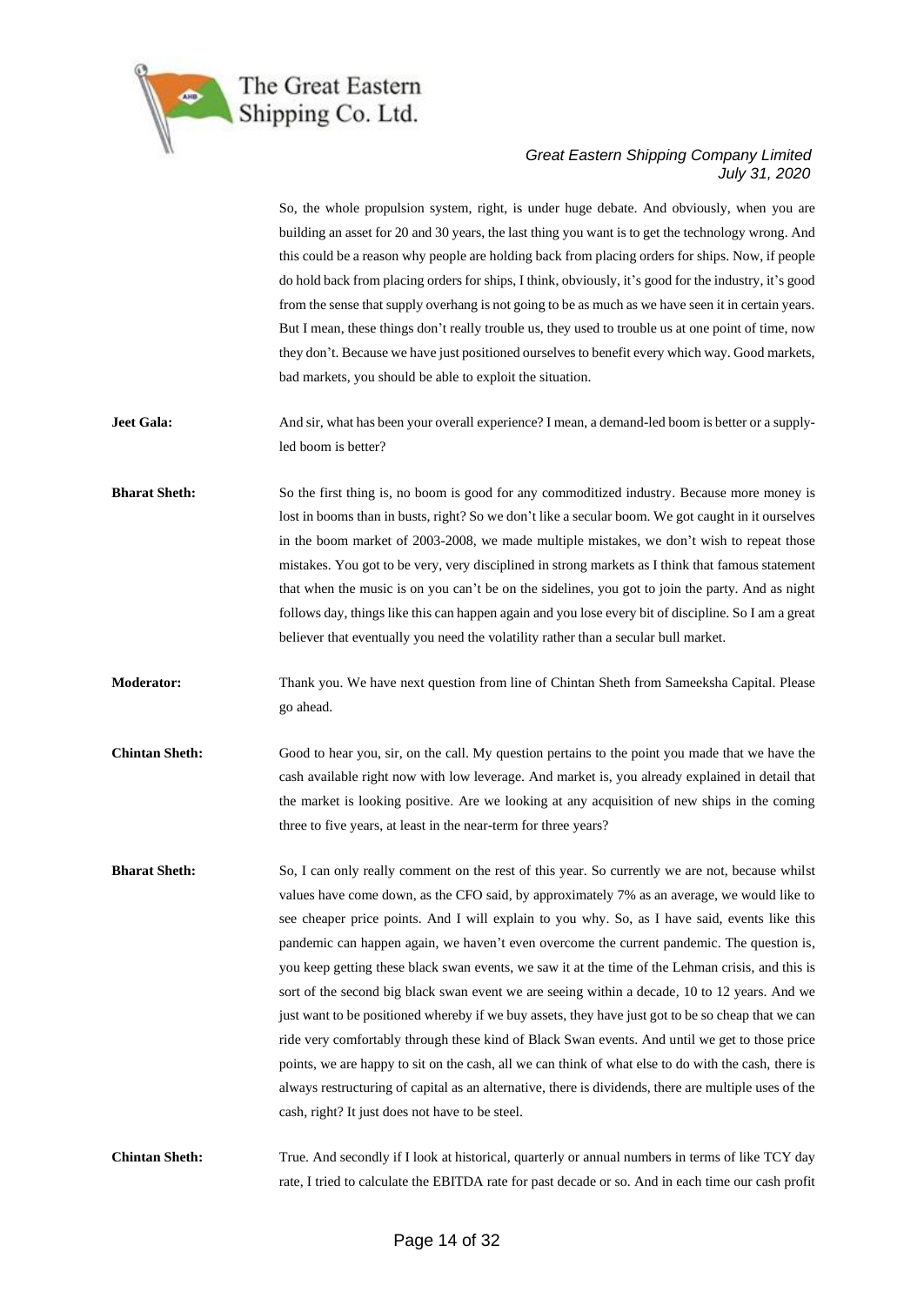So, the whole propulsion system, right, is under huge debate. And obviously, when you are building an asset for 20 and 30 years, the last thing you want is to get the technology wrong. And this could be a reason why people are holding back from placing orders for ships. Now, if people do hold back from placing orders for ships, I think, obviously, it's good for the industry, it's good from the sense that supply overhang is not going to be as much as we have seen it in certain years. But I mean, these things don't really trouble us, they used to trouble us at one point of time, now they don't. Because we have just positioned ourselves to benefit every which way. Good markets, bad markets, you should be able to exploit the situation.

**Jeet Gala:** And sir, what has been your overall experience? I mean, a demand-led boom is better or a supply-led boom is better?

**Bharat Sheth:** So the first thing is, no boom is good for any commoditized industry. Because more money is lost in booms than in busts, right? So we don't like a secular boom. We got caught in it ourselves in the boom market of 2003-2008, we made multiple mistakes, we don't wish to repeat those mistakes. You got to be very, very disciplined in strong markets as I think that famous statement that when the music is on you can't be on the sidelines, you got to join the party. And as night follows day, things like this can happen again and you lose every bit of discipline. So I am a great believer that eventually you need the volatility rather than a secular bull market.

**Moderator:** Thank you. We have next question from line of Chintan Sheth from Sameeksha Capital. Please go ahead.

**Chintan Sheth:** Good to hear you, sir, on the call. My question pertains to the point you made that we have the cash available right now with low leverage. And market is, you already explained in detail that the market is looking positive. Are we looking at any acquisition of new ships in the coming three to five years, at least in the near-term for three years?

**Bharat Sheth:** So, I can only really comment on the rest of this year. So currently we are not, because whilst values have come down, as the CFO said, by approximately 7% as an average, we would like to see cheaper price points. And I will explain to you why. So, as I have said, events like this pandemic can happen again, we haven't even overcome the current pandemic. The question is, you keep getting these black swan events, we saw it at the time of the Lehman crisis, and this is sort of the second big black swan event we are seeing within a decade, 10 to 12 years. And we just want to be positioned whereby if we buy assets, they have just got to be so cheap that we can ride very comfortably through these kind of Black Swan events. And until we get to those price points, we are happy to sit on the cash, all we can think of what else to do with the cash, there is always restructuring of capital as an alternative, there is dividends, there are multiple uses of the cash, right? It just does not have to be steel.

**Chintan Sheth:** True. And secondly if I look at historical, quarterly or annual numbers in terms of like TCY day rate, I tried to calculate the EBITDA rate for past decade or so. And in each time our cash profit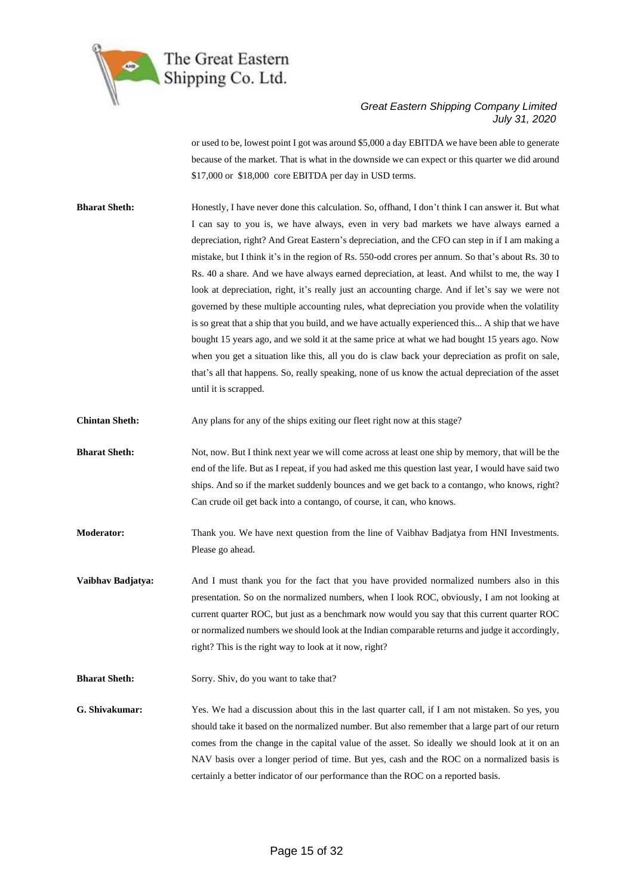or used to be, lowest point I got was around $5,000 a day EBITDA we have been able to generate because of the market. That is what in the downside we can expect or this quarter we did around $17,000 or $18,000 core EBITDA per day in USD terms.

**Bharat Sheth:** Honestly, I have never done this calculation. So, offhand, I don't think I can answer it. But what I can say to you is, we have always, even in very bad markets we have always earned a depreciation, right? And Great Eastern's depreciation, and the CFO can step in if I am making a mistake, but I think it's in the region of Rs. 550-odd crores per annum. So that's about Rs. 30 to Rs. 40 a share. And we have always earned depreciation, at least. And whilst to me, the way I look at depreciation, right, it's really just an accounting charge. And if let's say we were not governed by these multiple accounting rules, what depreciation you provide when the volatility is so great that a ship that you build, and we have actually experienced this... A ship that we have bought 15 years ago, and we sold it at the same price at what we had bought 15 years ago. Now when you get a situation like this, all you do is claw back your depreciation as profit on sale, that's all that happens. So, really speaking, none of us know the actual depreciation of the asset until it is scrapped.

**Chintan Sheth:** Any plans for any of the ships exiting our fleet right now at this stage?

**Bharat Sheth:** Not, now. But I think next year we will come across at least one ship by memory, that will be the end of the life. But as I repeat, if you had asked me this question last year, I would have said two ships. And so if the market suddenly bounces and we get back to a contango, who knows, right? Can crude oil get back into a contango, of course, it can, who knows.

**Moderator:** Thank you. We have next question from the line of Vaibhav Badjatya from HNI Investments. Please go ahead.

**Vaibhav Badjatya:** And I must thank you for the fact that you have provided normalized numbers also in this presentation. So on the normalized numbers, when I look ROC, obviously, I am not looking at current quarter ROC, but just as a benchmark now would you say that this current quarter ROC or normalized numbers we should look at the Indian comparable returns and judge it accordingly, right? This is the right way to look at it now, right?

**Bharat Sheth:** Sorry. Shiv, do you want to take that?

**G. Shivakumar:** Yes. We had a discussion about this in the last quarter call, if I am not mistaken. So yes, you should take it based on the normalized number. But also remember that a large part of our return comes from the change in the capital value of the asset. So ideally we should look at it on an NAV basis over a longer period of time. But yes, cash and the ROC on a normalized basis is certainly a better indicator of our performance than the ROC on a reported basis.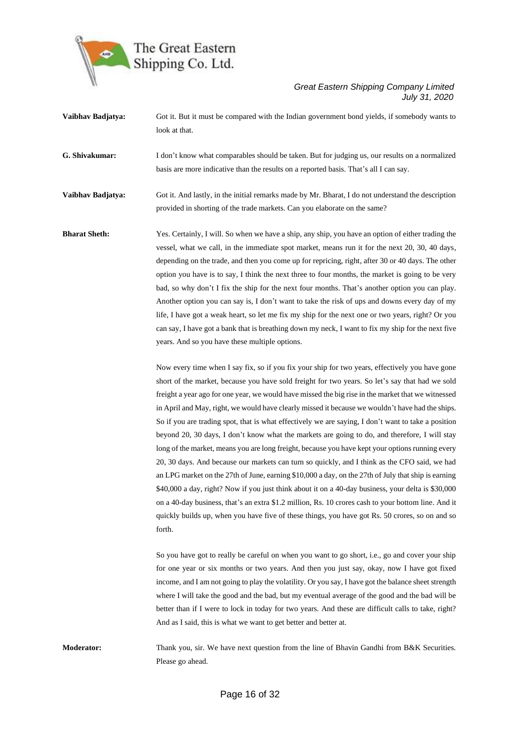**Vaibhav Badjatya:** Got it. But it must be compared with the Indian government bond yields, if somebody wants to look at that.

**G. Shivakumar:** I don't know what comparables should be taken. But for judging us, our results on a normalized basis are more indicative than the results on a reported basis. That's all I can say.

**Vaibhav Badjatya:** Got it. And lastly, in the initial remarks made by Mr. Bharat, I do not understand the description provided in shorting of the trade markets. Can you elaborate on the same?

**Bharat Sheth:** Yes. Certainly, I will. So when we have a ship, any ship, you have an option of either trading the vessel, what we call, in the immediate spot market, means run it for the next 20, 30, 40 days, depending on the trade, and then you come up for repricing, right, after 30 or 40 days. The other option you have is to say, I think the next three to four months, the market is going to be very bad, so why don't I fix the ship for the next four months. That's another option you can play. Another option you can say is, I don't want to take the risk of ups and downs every day of my life, I have got a weak heart, so let me fix my ship for the next one or two years, right? Or you can say, I have got a bank that is breathing down my neck, I want to fix my ship for the next five years. And so you have these multiple options.

Now every time when I say fix, so if you fix your ship for two years, effectively you have gone short of the market, because you have sold freight for two years. So let's say that had we sold freight a year ago for one year, we would have missed the big rise in the market that we witnessed in April and May, right, we would have clearly missed it because we wouldn't have had the ships. So if you are trading spot, that is what effectively we are saying, I don't want to take a position beyond 20, 30 days, I don't know what the markets are going to do, and therefore, I will stay long of the market, means you are long freight, because you have kept your options running every 20, 30 days. And because our markets can turn so quickly, and I think as the CFO said, we had an LPG market on the 27th of June, earning $10,000 a day, on the 27th of July that ship is earning $40,000 a day, right? Now if you just think about it on a 40-day business, your delta is $30,000 on a 40-day business, that's an extra $1.2 million, Rs. 10 crores cash to your bottom line. And it quickly builds up, when you have five of these things, you have got Rs. 50 crores, so on and so forth.

So you have got to really be careful on when you want to go short, i.e., go and cover your ship for one year or six months or two years. And then you just say, okay, now I have got fixed income, and I am not going to play the volatility. Or you say, I have got the balance sheet strength where I will take the good and the bad, but my eventual average of the good and the bad will be better than if I were to lock in today for two years. And these are difficult calls to take, right? And as I said, this is what we want to get better and better at.

**Moderator:** Thank you, sir. We have next question from the line of Bhavin Gandhi from B&K Securities. Please go ahead.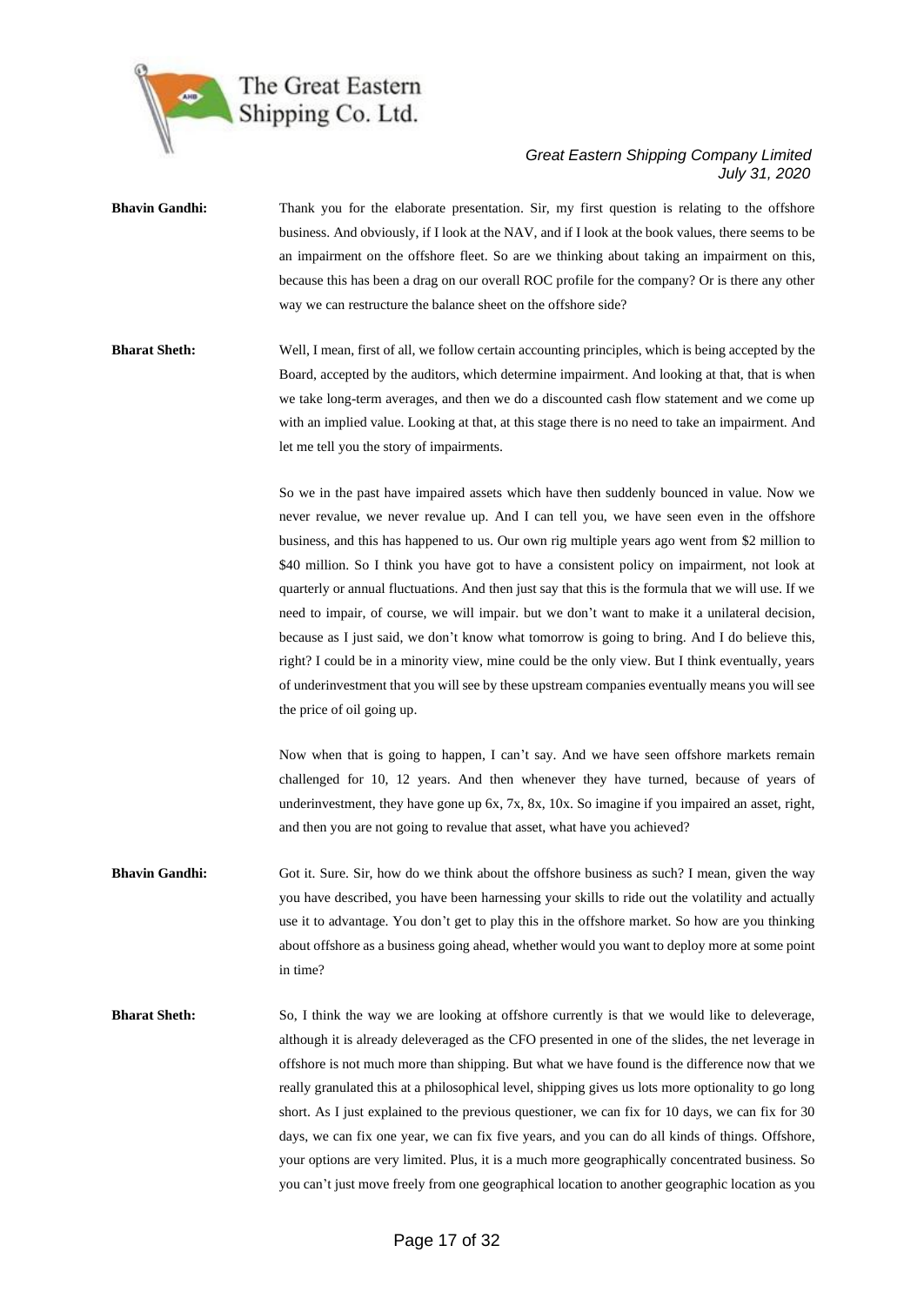**Bhavin Gandhi:** Thank you for the elaborate presentation. Sir, my first question is relating to the offshore business. And obviously, if I look at the NAV, and if I look at the book values, there seems to be an impairment on the offshore fleet. So are we thinking about taking an impairment on this, because this has been a drag on our overall ROC profile for the company? Or is there any other way we can restructure the balance sheet on the offshore side?

**Bharat Sheth:** Well, I mean, first of all, we follow certain accounting principles, which is being accepted by the Board, accepted by the auditors, which determine impairment. And looking at that, that is when we take long-term averages, and then we do a discounted cash flow statement and we come up with an implied value. Looking at that, at this stage there is no need to take an impairment. And let me tell you the story of impairments.

So we in the past have impaired assets which have then suddenly bounced in value. Now we never revalue, we never revalue up. And I can tell you, we have seen even in the offshore business, and this has happened to us. Our own rig multiple years ago went from $2 million to $40 million. So I think you have got to have a consistent policy on impairment, not look at quarterly or annual fluctuations. And then just say that this is the formula that we will use. If we need to impair, of course, we will impair. but we don't want to make it a unilateral decision, because as I just said, we don't know what tomorrow is going to bring. And I do believe this, right? I could be in a minority view, mine could be the only view. But I think eventually, years of underinvestment that you will see by these upstream companies eventually means you will see the price of oil going up.

Now when that is going to happen, I can't say. And we have seen offshore markets remain challenged for 10, 12 years. And then whenever they have turned, because of years of underinvestment, they have gone up 6x, 7x, 8x, 10x. So imagine if you impaired an asset, right, and then you are not going to revalue that asset, what have you achieved?

**Bhavin Gandhi:** Got it. Sure. Sir, how do we think about the offshore business as such? I mean, given the way you have described, you have been harnessing your skills to ride out the volatility and actually use it to advantage. You don't get to play this in the offshore market. So how are you thinking about offshore as a business going ahead, whether would you want to deploy more at some point in time?

**Bharat Sheth:** So, I think the way we are looking at offshore currently is that we would like to deleverage, although it is already deleveraged as the CFO presented in one of the slides, the net leverage in offshore is not much more than shipping. But what we have found is the difference now that we really granulated this at a philosophical level, shipping gives us lots more optionality to go long short. As I just explained to the previous questioner, we can fix for 10 days, we can fix for 30 days, we can fix one year, we can fix five years, and you can do all kinds of things. Offshore, your options are very limited. Plus, it is a much more geographically concentrated business. So you can't just move freely from one geographical location to another geographic location as you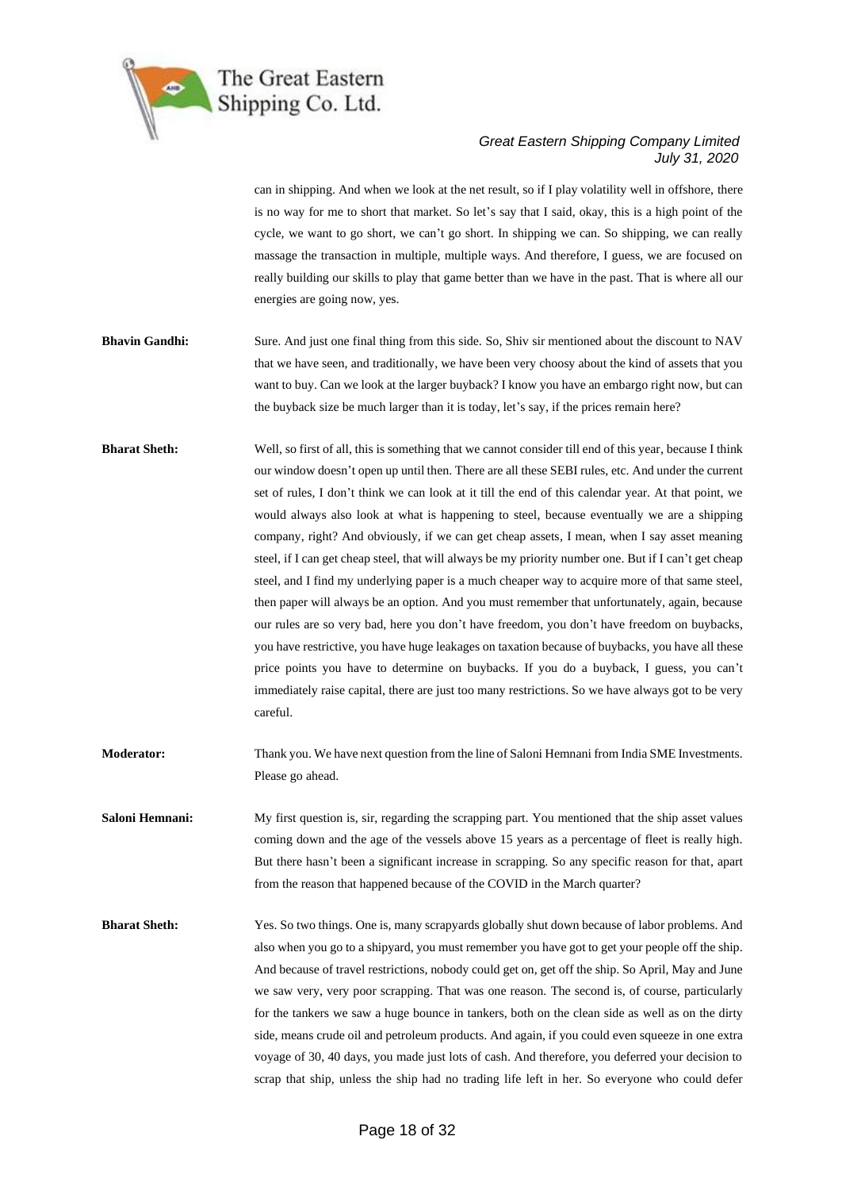can in shipping. And when we look at the net result, so if I play volatility well in offshore, there is no way for me to short that market. So let's say that I said, okay, this is a high point of the cycle, we want to go short, we can't go short. In shipping we can. So shipping, we can really massage the transaction in multiple, multiple ways. And therefore, I guess, we are focused on really building our skills to play that game better than we have in the past. That is where all our energies are going now, yes.

**Bhavin Gandhi:** Sure. And just one final thing from this side. So, Shiv sir mentioned about the discount to NAV that we have seen, and traditionally, we have been very choosy about the kind of assets that you want to buy. Can we look at the larger buyback? I know you have an embargo right now, but can the buyback size be much larger than it is today, let's say, if the prices remain here?

**Bharat Sheth:** Well, so first of all, this is something that we cannot consider till end of this year, because I think our window doesn't open up until then. There are all these SEBI rules, etc. And under the current set of rules, I don't think we can look at it till the end of this calendar year. At that point, we would always also look at what is happening to steel, because eventually we are a shipping company, right? And obviously, if we can get cheap assets, I mean, when I say asset meaning steel, if I can get cheap steel, that will always be my priority number one. But if I can't get cheap steel, and I find my underlying paper is a much cheaper way to acquire more of that same steel, then paper will always be an option. And you must remember that unfortunately, again, because our rules are so very bad, here you don't have freedom, you don't have freedom on buybacks, you have restrictive, you have huge leakages on taxation because of buybacks, you have all these price points you have to determine on buybacks. If you do a buyback, I guess, you can't immediately raise capital, there are just too many restrictions. So we have always got to be very careful.

**Moderator:** Thank you. We have next question from the line of Saloni Hemnani from India SME Investments. Please go ahead.

**Saloni Hemnani:** My first question is, sir, regarding the scrapping part. You mentioned that the ship asset values coming down and the age of the vessels above 15 years as a percentage of fleet is really high. But there hasn't been a significant increase in scrapping. So any specific reason for that, apart from the reason that happened because of the COVID in the March quarter?

**Bharat Sheth:** Yes. So two things. One is, many scrapyards globally shut down because of labor problems. And also when you go to a shipyard, you must remember you have got to get your people off the ship. And because of travel restrictions, nobody could get on, get off the ship. So April, May and June we saw very, very poor scrapping. That was one reason. The second is, of course, particularly for the tankers we saw a huge bounce in tankers, both on the clean side as well as on the dirty side, means crude oil and petroleum products. And again, if you could even squeeze in one extra voyage of 30, 40 days, you made just lots of cash. And therefore, you deferred your decision to scrap that ship, unless the ship had no trading life left in her. So everyone who could defer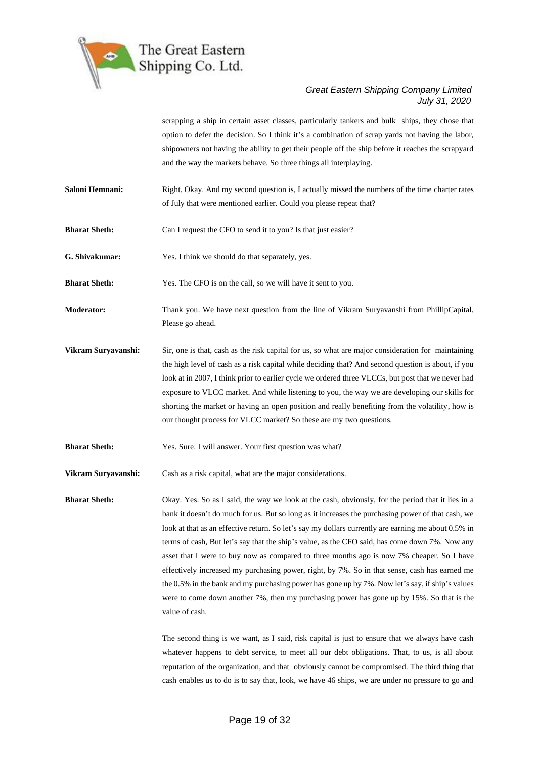scrapping a ship in certain asset classes, particularly tankers and bulk ships, they chose that option to defer the decision. So I think it's a combination of scrap yards not having the labor, shipowners not having the ability to get their people off the ship before it reaches the scrapyard and the way the markets behave. So three things all interplaying.

**Saloni Hemnani:** Right. Okay. And my second question is, I actually missed the numbers of the time charter rates of July that were mentioned earlier. Could you please repeat that?

**Bharat Sheth:** Can I request the CFO to send it to you? Is that just easier?

**G. Shivakumar:** Yes. I think we should do that separately, yes.

**Bharat Sheth:** Yes. The CFO is on the call, so we will have it sent to you.

**Moderator:** Thank you. We have next question from the line of Vikram Suryavanshi from PhillipCapital. Please go ahead.

**Vikram Suryavanshi:** Sir, one is that, cash as the risk capital for us, so what are major consideration for maintaining the high level of cash as a risk capital while deciding that? And second question is about, if you look at in 2007, I think prior to earlier cycle we ordered three VLCCs, but post that we never had exposure to VLCC market. And while listening to you, the way we are developing our skills for shorting the market or having an open position and really benefiting from the volatility, how is our thought process for VLCC market? So these are my two questions.

**Bharat Sheth:** Yes. Sure. I will answer. Your first question was what?

**Vikram Suryavanshi:** Cash as a risk capital, what are the major considerations.

**Bharat Sheth:** Okay. Yes. So as I said, the way we look at the cash, obviously, for the period that it lies in a bank it doesn't do much for us. But so long as it increases the purchasing power of that cash, we look at that as an effective return. So let's say my dollars currently are earning me about 0.5% in terms of cash, But let's say that the ship's value, as the CFO said, has come down 7%. Now any asset that I were to buy now as compared to three months ago is now 7% cheaper. So I have effectively increased my purchasing power, right, by 7%. So in that sense, cash has earned me the 0.5% in the bank and my purchasing power has gone up by 7%. Now let's say, if ship's values were to come down another 7%, then my purchasing power has gone up by 15%. So that is the value of cash.

The second thing is we want, as I said, risk capital is just to ensure that we always have cash whatever happens to debt service, to meet all our debt obligations. That, to us, is all about reputation of the organization, and that obviously cannot be compromised. The third thing that cash enables us to do is to say that, look, we have 46 ships, we are under no pressure to go and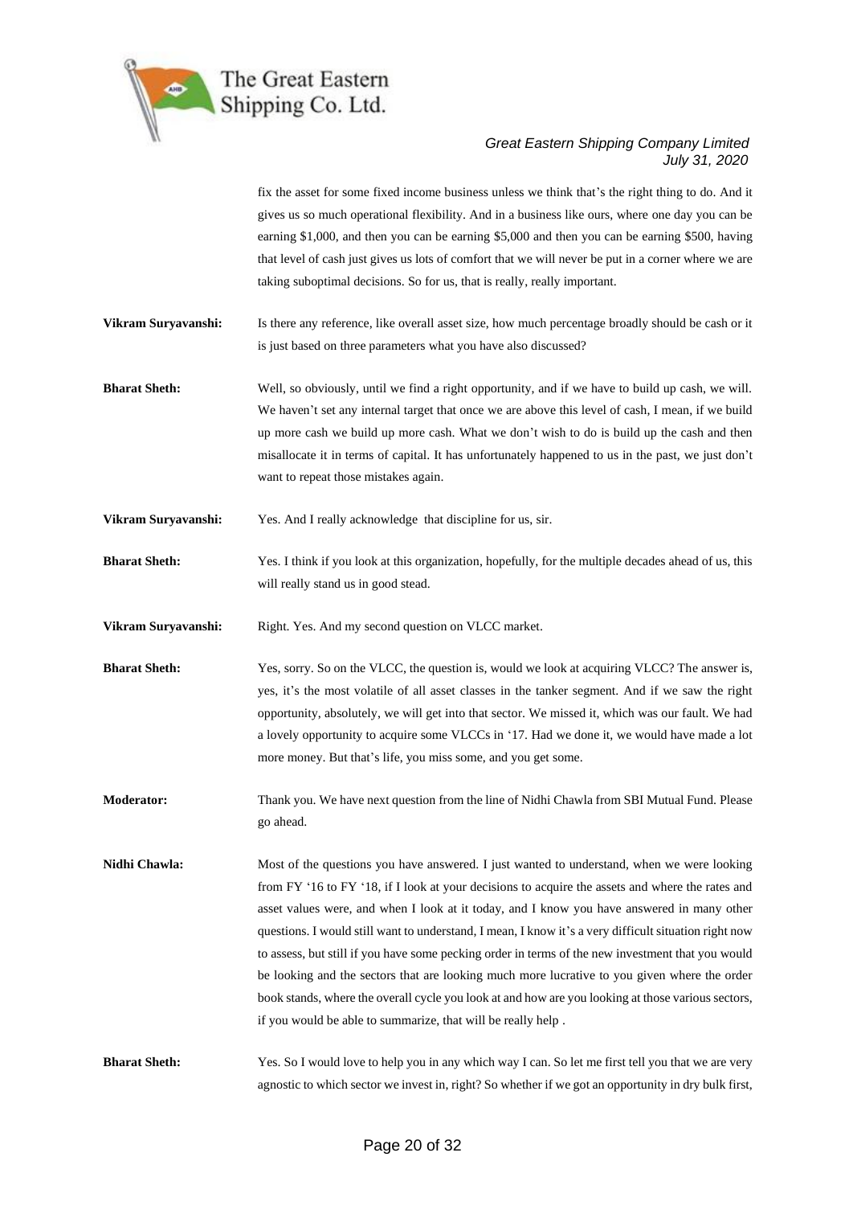fix the asset for some fixed income business unless we think that's the right thing to do. And it gives us so much operational flexibility. And in a business like ours, where one day you can be earning $1,000, and then you can be earning $5,000 and then you can be earning $500, having that level of cash just gives us lots of comfort that we will never be put in a corner where we are taking suboptimal decisions. So for us, that is really, really important.

**Vikram Suryavanshi:** Is there any reference, like overall asset size, how much percentage broadly should be cash or it is just based on three parameters what you have also discussed?

**Bharat Sheth:** Well, so obviously, until we find a right opportunity, and if we have to build up cash, we will. We haven't set any internal target that once we are above this level of cash, I mean, if we build up more cash we build up more cash. What we don't wish to do is build up the cash and then misallocate it in terms of capital. It has unfortunately happened to us in the past, we just don't want to repeat those mistakes again.

**Vikram Suryavanshi:** Yes. And I really acknowledge that discipline for us, sir.

**Bharat Sheth:** Yes. I think if you look at this organization, hopefully, for the multiple decades ahead of us, this will really stand us in good stead.

**Vikram Suryavanshi:** Right. Yes. And my second question on VLCC market.

**Bharat Sheth:** Yes, sorry. So on the VLCC, the question is, would we look at acquiring VLCC? The answer is, yes, it's the most volatile of all asset classes in the tanker segment. And if we saw the right opportunity, absolutely, we will get into that sector. We missed it, which was our fault. We had a lovely opportunity to acquire some VLCCs in '17. Had we done it, we would have made a lot more money. But that's life, you miss some, and you get some.

**Moderator:** Thank you. We have next question from the line of Nidhi Chawla from SBI Mutual Fund. Please go ahead.

**Nidhi Chawla:** Most of the questions you have answered. I just wanted to understand, when we were looking from FY '16 to FY '18, if I look at your decisions to acquire the assets and where the rates and asset values were, and when I look at it today, and I know you have answered in many other questions. I would still want to understand, I mean, I know it's a very difficult situation right now to assess, but still if you have some pecking order in terms of the new investment that you would be looking and the sectors that are looking much more lucrative to you given where the order book stands, where the overall cycle you look at and how are you looking at those various sectors, if you would be able to summarize, that will be really help .

**Bharat Sheth:** Yes. So I would love to help you in any which way I can. So let me first tell you that we are very agnostic to which sector we invest in, right? So whether if we got an opportunity in dry bulk first,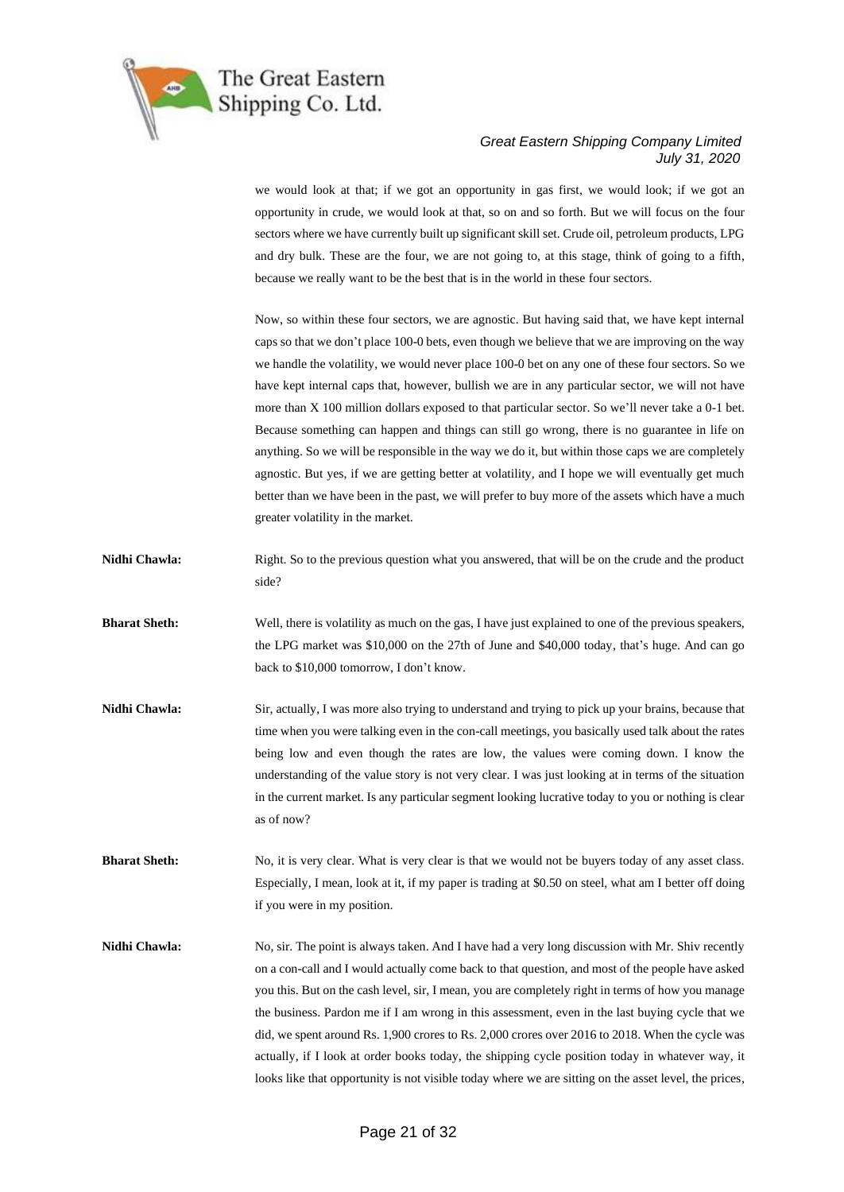we would look at that; if we got an opportunity in gas first, we would look; if we got an opportunity in crude, we would look at that, so on and so forth. But we will focus on the four sectors where we have currently built up significant skill set. Crude oil, petroleum products, LPG and dry bulk. These are the four, we are not going to, at this stage, think of going to a fifth, because we really want to be the best that is in the world in these four sectors.

Now, so within these four sectors, we are agnostic. But having said that, we have kept internal caps so that we don't place 100-0 bets, even though we believe that we are improving on the way we handle the volatility, we would never place 100-0 bet on any one of these four sectors. So we have kept internal caps that, however, bullish we are in any particular sector, we will not have more than X 100 million dollars exposed to that particular sector. So we'll never take a 0-1 bet. Because something can happen and things can still go wrong, there is no guarantee in life on anything. So we will be responsible in the way we do it, but within those caps we are completely agnostic. But yes, if we are getting better at volatility, and I hope we will eventually get much better than we have been in the past, we will prefer to buy more of the assets which have a much greater volatility in the market.

**Nidhi Chawla:** Right. So to the previous question what you answered, that will be on the crude and the product side?

**Bharat Sheth:** Well, there is volatility as much on the gas, I have just explained to one of the previous speakers, the LPG market was $10,000 on the 27th of June and $40,000 today, that's huge. And can go back to $10,000 tomorrow, I don't know.

**Nidhi Chawla:** Sir, actually, I was more also trying to understand and trying to pick up your brains, because that time when you were talking even in the con-call meetings, you basically used talk about the rates being low and even though the rates are low, the values were coming down. I know the understanding of the value story is not very clear. I was just looking at in terms of the situation in the current market. Is any particular segment looking lucrative today to you or nothing is clear as of now?

**Bharat Sheth:** No, it is very clear. What is very clear is that we would not be buyers today of any asset class. Especially, I mean, look at it, if my paper is trading at $0.50 on steel, what am I better off doing if you were in my position.

**Nidhi Chawla:** No, sir. The point is always taken. And I have had a very long discussion with Mr. Shiv recently on a con-call and I would actually come back to that question, and most of the people have asked you this. But on the cash level, sir, I mean, you are completely right in terms of how you manage the business. Pardon me if I am wrong in this assessment, even in the last buying cycle that we did, we spent around Rs. 1,900 crores to Rs. 2,000 crores over 2016 to 2018. When the cycle was actually, if I look at order books today, the shipping cycle position today in whatever way, it looks like that opportunity is not visible today where we are sitting on the asset level, the prices,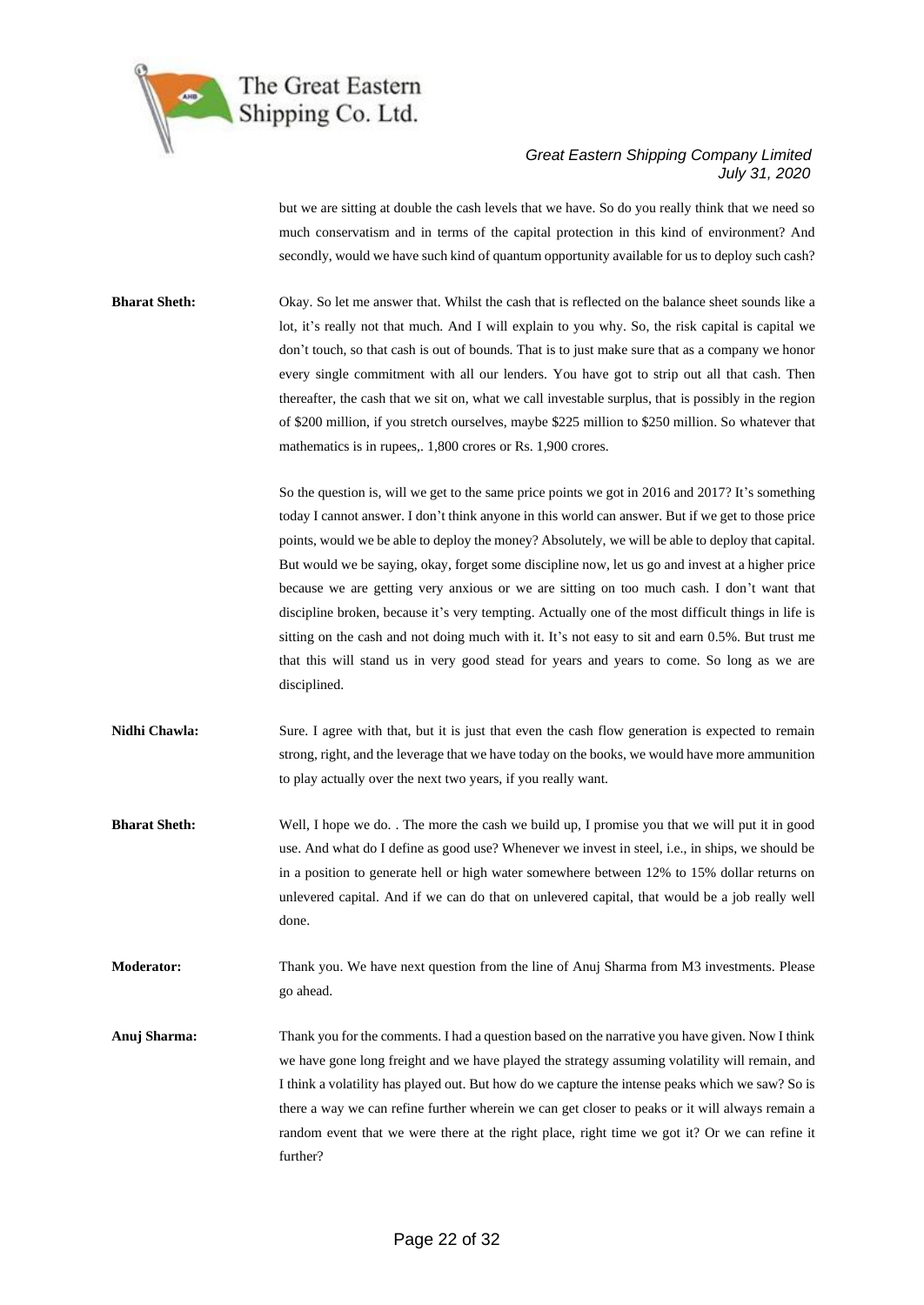but we are sitting at double the cash levels that we have. So do you really think that we need so much conservatism and in terms of the capital protection in this kind of environment? And secondly, would we have such kind of quantum opportunity available for us to deploy such cash?

**Bharat Sheth:** Okay. So let me answer that. Whilst the cash that is reflected on the balance sheet sounds like a lot, it's really not that much. And I will explain to you why. So, the risk capital is capital we don't touch, so that cash is out of bounds. That is to just make sure that as a company we honor every single commitment with all our lenders. You have got to strip out all that cash. Then thereafter, the cash that we sit on, what we call investable surplus, that is possibly in the region of $200 million, if you stretch ourselves, maybe $225 million to $250 million. So whatever that mathematics is in rupees,. 1,800 crores or Rs. 1,900 crores.

So the question is, will we get to the same price points we got in 2016 and 2017? It's something today I cannot answer. I don't think anyone in this world can answer. But if we get to those price points, would we be able to deploy the money? Absolutely, we will be able to deploy that capital. But would we be saying, okay, forget some discipline now, let us go and invest at a higher price because we are getting very anxious or we are sitting on too much cash. I don't want that discipline broken, because it's very tempting. Actually one of the most difficult things in life is sitting on the cash and not doing much with it. It's not easy to sit and earn 0.5%. But trust me that this will stand us in very good stead for years and years to come. So long as we are disciplined.

**Nidhi Chawla:** Sure. I agree with that, but it is just that even the cash flow generation is expected to remain strong, right, and the leverage that we have today on the books, we would have more ammunition to play actually over the next two years, if you really want.

**Bharat Sheth:** Well, I hope we do. . The more the cash we build up, I promise you that we will put it in good use. And what do I define as good use? Whenever we invest in steel, i.e., in ships, we should be in a position to generate hell or high water somewhere between 12% to 15% dollar returns on unlevered capital. And if we can do that on unlevered capital, that would be a job really well done.

**Moderator:** Thank you. We have next question from the line of Anuj Sharma from M3 investments. Please go ahead.

**Anuj Sharma:** Thank you for the comments. I had a question based on the narrative you have given. Now I think we have gone long freight and we have played the strategy assuming volatility will remain, and I think a volatility has played out. But how do we capture the intense peaks which we saw? So is there a way we can refine further wherein we can get closer to peaks or it will always remain a random event that we were there at the right place, right time we got it? Or we can refine it further?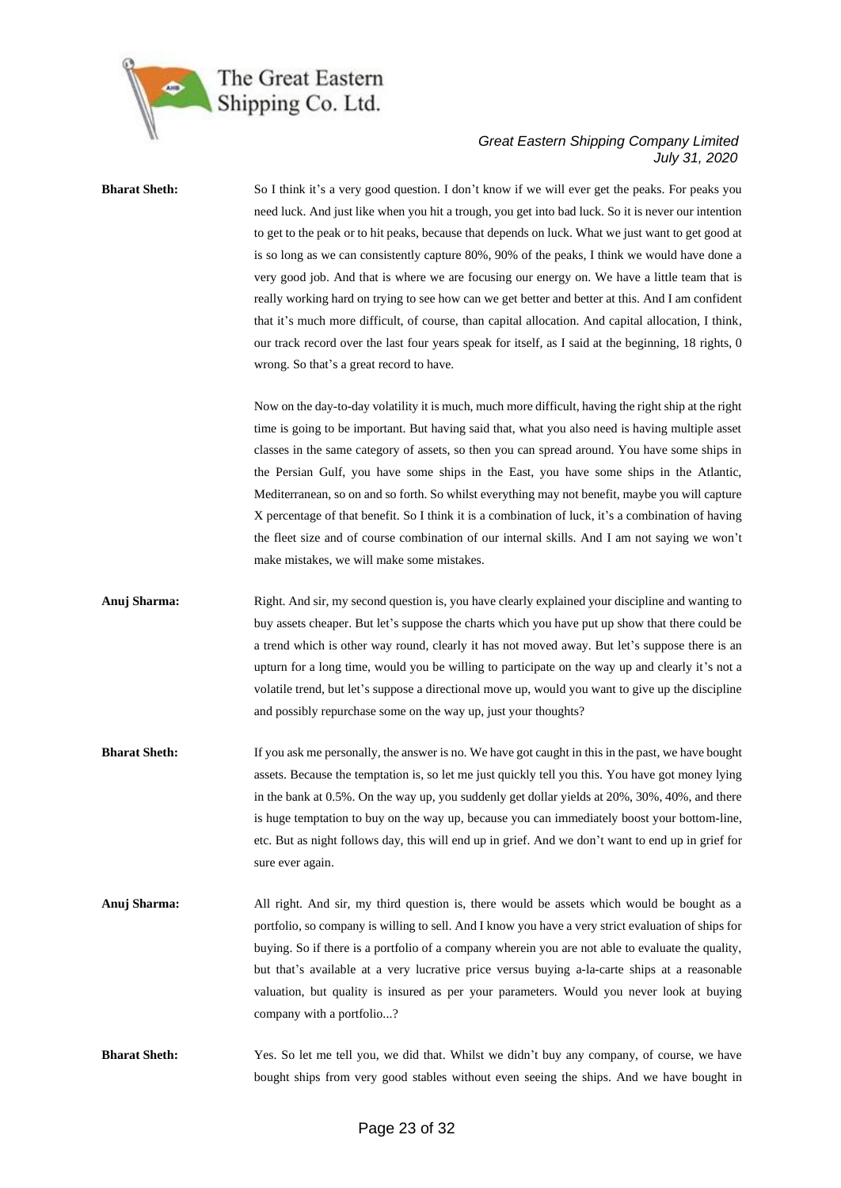**Bharat Sheth:** So I think it's a very good question. I don't know if we will ever get the peaks. For peaks you need luck. And just like when you hit a trough, you get into bad luck. So it is never our intention to get to the peak or to hit peaks, because that depends on luck. What we just want to get good at is so long as we can consistently capture 80%, 90% of the peaks, I think we would have done a very good job. And that is where we are focusing our energy on. We have a little team that is really working hard on trying to see how can we get better and better at this. And I am confident that it's much more difficult, of course, than capital allocation. And capital allocation, I think, our track record over the last four years speak for itself, as I said at the beginning, 18 rights, 0 wrong. So that's a great record to have.

Now on the day-to-day volatility it is much, much more difficult, having the right ship at the right time is going to be important. But having said that, what you also need is having multiple asset classes in the same category of assets, so then you can spread around. You have some ships in the Persian Gulf, you have some ships in the East, you have some ships in the Atlantic, Mediterranean, so on and so forth. So whilst everything may not benefit, maybe you will capture X percentage of that benefit. So I think it is a combination of luck, it's a combination of having the fleet size and of course combination of our internal skills. And I am not saying we won't make mistakes, we will make some mistakes.

**Anuj Sharma:** Right. And sir, my second question is, you have clearly explained your discipline and wanting to buy assets cheaper. But let's suppose the charts which you have put up show that there could be a trend which is other way round, clearly it has not moved away. But let's suppose there is an upturn for a long time, would you be willing to participate on the way up and clearly it's not a volatile trend, but let's suppose a directional move up, would you want to give up the discipline and possibly repurchase some on the way up, just your thoughts?

**Bharat Sheth:** If you ask me personally, the answer is no. We have got caught in this in the past, we have bought assets. Because the temptation is, so let me just quickly tell you this. You have got money lying in the bank at 0.5%. On the way up, you suddenly get dollar yields at 20%, 30%, 40%, and there is huge temptation to buy on the way up, because you can immediately boost your bottom-line, etc. But as night follows day, this will end up in grief. And we don't want to end up in grief for sure ever again.

**Anuj Sharma:** All right. And sir, my third question is, there would be assets which would be bought as a portfolio, so company is willing to sell. And I know you have a very strict evaluation of ships for buying. So if there is a portfolio of a company wherein you are not able to evaluate the quality, but that's available at a very lucrative price versus buying a-la-carte ships at a reasonable valuation, but quality is insured as per your parameters. Would you never look at buying company with a portfolio...?

**Bharat Sheth:** Yes. So let me tell you, we did that. Whilst we didn't buy any company, of course, we have bought ships from very good stables without even seeing the ships. And we have bought in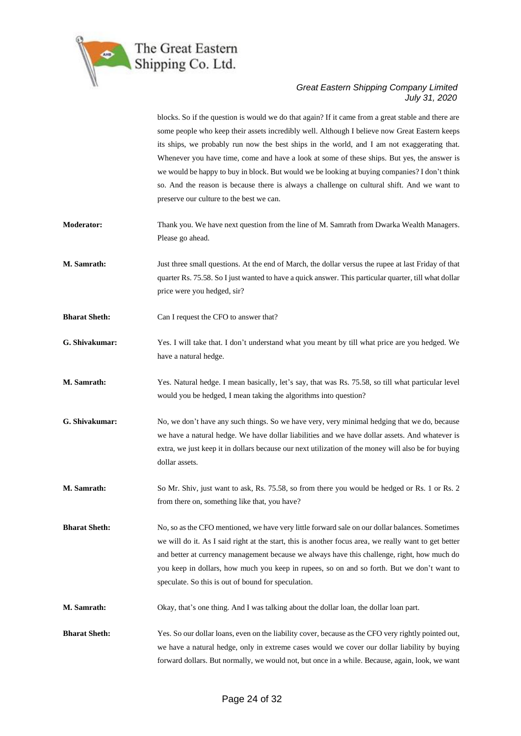blocks. So if the question is would we do that again? If it came from a great stable and there are some people who keep their assets incredibly well. Although I believe now Great Eastern keeps its ships, we probably run now the best ships in the world, and I am not exaggerating that. Whenever you have time, come and have a look at some of these ships. But yes, the answer is we would be happy to buy in block. But would we be looking at buying companies? I don't think so. And the reason is because there is always a challenge on cultural shift. And we want to preserve our culture to the best we can.

**Moderator:** Thank you. We have next question from the line of M. Samrath from Dwarka Wealth Managers. Please go ahead.

**M. Samrath:** Just three small questions. At the end of March, the dollar versus the rupee at last Friday of that quarter Rs. 75.58. So I just wanted to have a quick answer. This particular quarter, till what dollar price were you hedged, sir?

**Bharat Sheth:** Can I request the CFO to answer that?

**G. Shivakumar:** Yes. I will take that. I don't understand what you meant by till what price are you hedged. We have a natural hedge.

**M. Samrath:** Yes. Natural hedge. I mean basically, let's say, that was Rs. 75.58, so till what particular level would you be hedged, I mean taking the algorithms into question?

**G. Shivakumar:** No, we don't have any such things. So we have very, very minimal hedging that we do, because we have a natural hedge. We have dollar liabilities and we have dollar assets. And whatever is extra, we just keep it in dollars because our next utilization of the money will also be for buying dollar assets.

**M. Samrath:** So Mr. Shiv, just want to ask, Rs. 75.58, so from there you would be hedged or Rs. 1 or Rs. 2 from there on, something like that, you have?

**Bharat Sheth:** No, so as the CFO mentioned, we have very little forward sale on our dollar balances. Sometimes we will do it. As I said right at the start, this is another focus area, we really want to get better and better at currency management because we always have this challenge, right, how much do you keep in dollars, how much you keep in rupees, so on and so forth. But we don't want to speculate. So this is out of bound for speculation.

**M. Samrath:** Okay, that's one thing. And I was talking about the dollar loan, the dollar loan part.

**Bharat Sheth:** Yes. So our dollar loans, even on the liability cover, because as the CFO very rightly pointed out, we have a natural hedge, only in extreme cases would we cover our dollar liability by buying forward dollars. But normally, we would not, but once in a while. Because, again, look, we want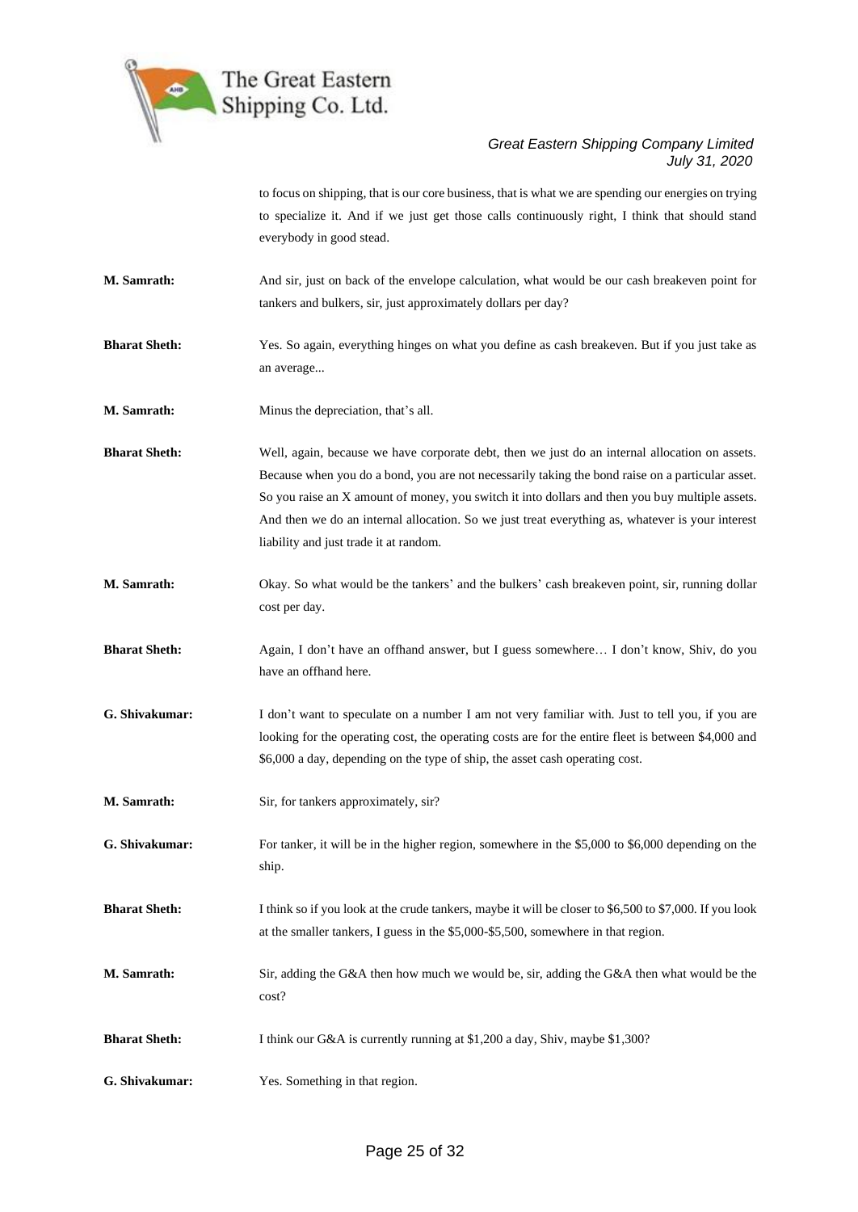to focus on shipping, that is our core business, that is what we are spending our energies on trying to specialize it. And if we just get those calls continuously right, I think that should stand everybody in good stead.

**M. Samrath:** And sir, just on back of the envelope calculation, what would be our cash breakeven point for tankers and bulkers, sir, just approximately dollars per day?

**Bharat Sheth:** Yes. So again, everything hinges on what you define as cash breakeven. But if you just take as an average...

**M. Samrath:** Minus the depreciation, that's all.

**Bharat Sheth:** Well, again, because we have corporate debt, then we just do an internal allocation on assets. Because when you do a bond, you are not necessarily taking the bond raise on a particular asset. So you raise an X amount of money, you switch it into dollars and then you buy multiple assets. And then we do an internal allocation. So we just treat everything as, whatever is your interest liability and just trade it at random.

**M. Samrath:** Okay. So what would be the tankers' and the bulkers' cash breakeven point, sir, running dollar cost per day.

**Bharat Sheth:** Again, I don't have an offhand answer, but I guess somewhere… I don't know, Shiv, do you have an offhand here.

**G. Shivakumar:** I don't want to speculate on a number I am not very familiar with. Just to tell you, if you are looking for the operating cost, the operating costs are for the entire fleet is between $4,000 and $6,000 a day, depending on the type of ship, the asset cash operating cost.

**M. Samrath:** Sir, for tankers approximately, sir?

**G. Shivakumar:** For tanker, it will be in the higher region, somewhere in the $5,000 to $6,000 depending on the ship.

**Bharat Sheth:** I think so if you look at the crude tankers, maybe it will be closer to $6,500 to $7,000. If you look at the smaller tankers, I guess in the $5,000-$5,500, somewhere in that region.

**M. Samrath:** Sir, adding the G&A then how much we would be, sir, adding the G&A then what would be the cost?

**Bharat Sheth:** I think our G&A is currently running at $1,200 a day, Shiv, maybe $1,300?

**G. Shivakumar:** Yes. Something in that region.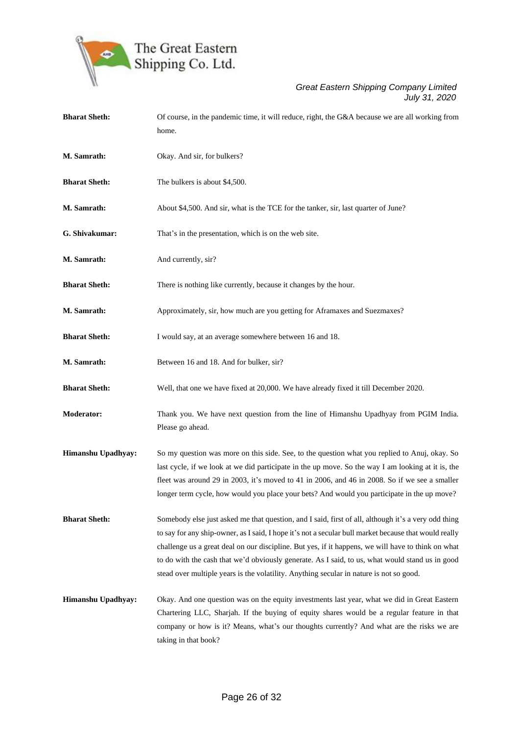**Bharat Sheth:** Of course, in the pandemic time, it will reduce, right, the G&A because we are all working from home.

**M. Samrath:** Okay. And sir, for bulkers?

**Bharat Sheth:** The bulkers is about $4,500.

**M. Samrath:** About $4,500. And sir, what is the TCE for the tanker, sir, last quarter of June?

**G. Shivakumar:** That's in the presentation, which is on the web site.

**M. Samrath:** And currently, sir?

**Bharat Sheth:** There is nothing like currently, because it changes by the hour.

**M. Samrath:** Approximately, sir, how much are you getting for Aframaxes and Suezmaxes?

**Bharat Sheth:** I would say, at an average somewhere between 16 and 18.

**M. Samrath:** Between 16 and 18. And for bulker, sir?

**Bharat Sheth:** Well, that one we have fixed at 20,000. We have already fixed it till December 2020.

**Moderator:** Thank you. We have next question from the line of Himanshu Upadhyay from PGIM India. Please go ahead.

**Himanshu Upadhyay:** So my question was more on this side. See, to the question what you replied to Anuj, okay. So last cycle, if we look at we did participate in the up move. So the way I am looking at it is, the fleet was around 29 in 2003, it's moved to 41 in 2006, and 46 in 2008. So if we see a smaller longer term cycle, how would you place your bets? And would you participate in the up move?

**Bharat Sheth:** Somebody else just asked me that question, and I said, first of all, although it's a very odd thing to say for any ship-owner, as I said, I hope it's not a secular bull market because that would really challenge us a great deal on our discipline. But yes, if it happens, we will have to think on what to do with the cash that we'd obviously generate. As I said, to us, what would stand us in good stead over multiple years is the volatility. Anything secular in nature is not so good.

**Himanshu Upadhyay:** Okay. And one question was on the equity investments last year, what we did in Great Eastern Chartering LLC, Sharjah. If the buying of equity shares would be a regular feature in that company or how is it? Means, what's our thoughts currently? And what are the risks we are taking in that book?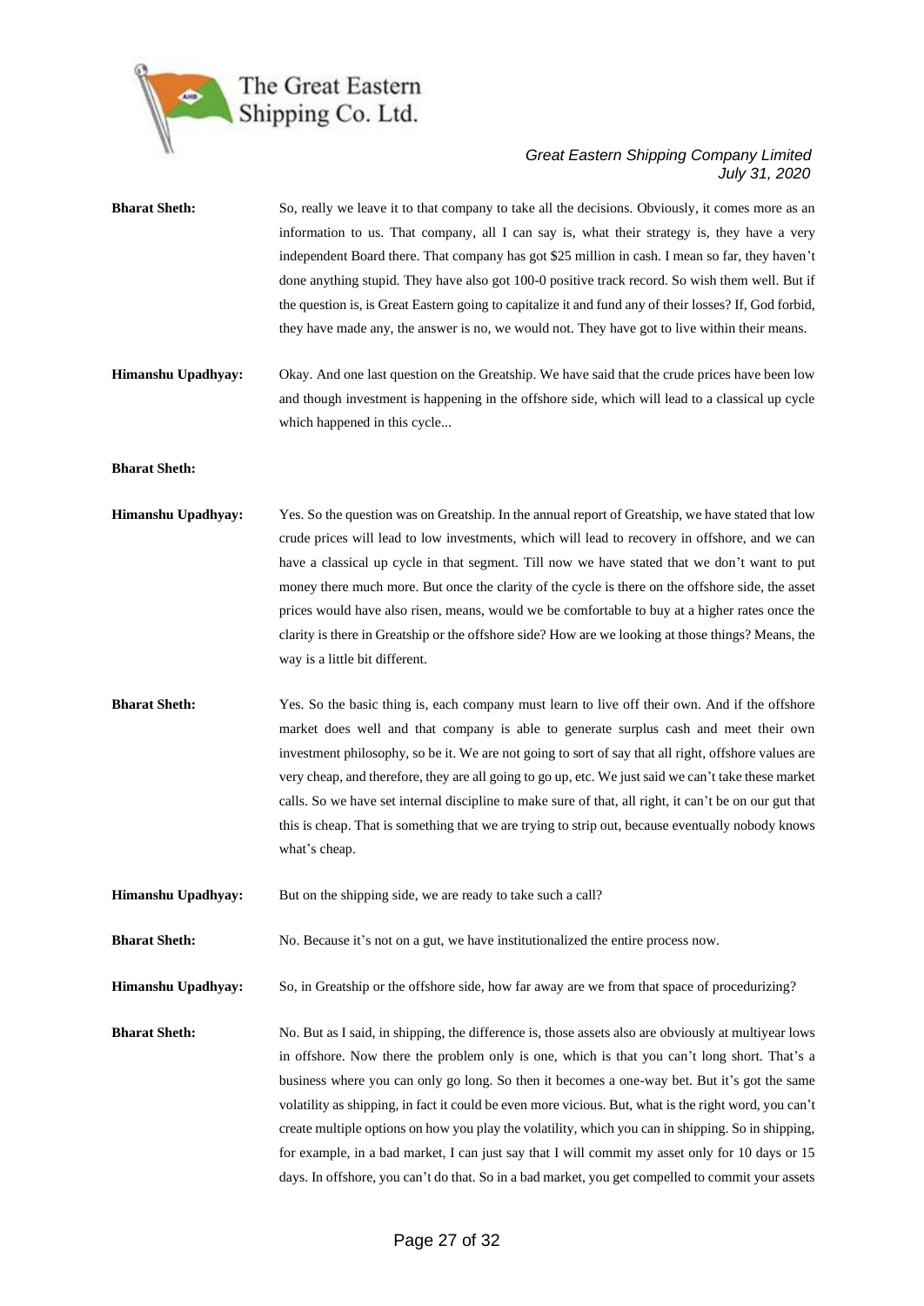**Bharat Sheth:** So, really we leave it to that company to take all the decisions. Obviously, it comes more as an information to us. That company, all I can say is, what their strategy is, they have a very independent Board there. That company has got $25 million in cash. I mean so far, they haven't done anything stupid. They have also got 100-0 positive track record. So wish them well. But if the question is, is Great Eastern going to capitalize it and fund any of their losses? If, God forbid, they have made any, the answer is no, we would not. They have got to live within their means.

**Himanshu Upadhyay:** Okay. And one last question on the Greatship. We have said that the crude prices have been low and though investment is happening in the offshore side, which will lead to a classical up cycle which happened in this cycle...

**Bharat Sheth:**

**Himanshu Upadhyay:** Yes. So the question was on Greatship. In the annual report of Greatship, we have stated that low crude prices will lead to low investments, which will lead to recovery in offshore, and we can have a classical up cycle in that segment. Till now we have stated that we don't want to put money there much more. But once the clarity of the cycle is there on the offshore side, the asset prices would have also risen, means, would we be comfortable to buy at a higher rates once the clarity is there in Greatship or the offshore side? How are we looking at those things? Means, the way is a little bit different.

**Bharat Sheth:** Yes. So the basic thing is, each company must learn to live off their own. And if the offshore market does well and that company is able to generate surplus cash and meet their own investment philosophy, so be it. We are not going to sort of say that all right, offshore values are very cheap, and therefore, they are all going to go up, etc. We just said we can't take these market calls. So we have set internal discipline to make sure of that, all right, it can't be on our gut that this is cheap. That is something that we are trying to strip out, because eventually nobody knows what's cheap.

**Himanshu Upadhyay:** But on the shipping side, we are ready to take such a call?

**Bharat Sheth:** No. Because it's not on a gut, we have institutionalized the entire process now.

**Himanshu Upadhyay:** So, in Greatship or the offshore side, how far away are we from that space of procedurizing?

**Bharat Sheth:** No. But as I said, in shipping, the difference is, those assets also are obviously at multiyear lows in offshore. Now there the problem only is one, which is that you can't long short. That's a business where you can only go long. So then it becomes a one-way bet. But it's got the same volatility as shipping, in fact it could be even more vicious. But, what is the right word, you can't create multiple options on how you play the volatility, which you can in shipping. So in shipping, for example, in a bad market, I can just say that I will commit my asset only for 10 days or 15 days. In offshore, you can't do that. So in a bad market, you get compelled to commit your assets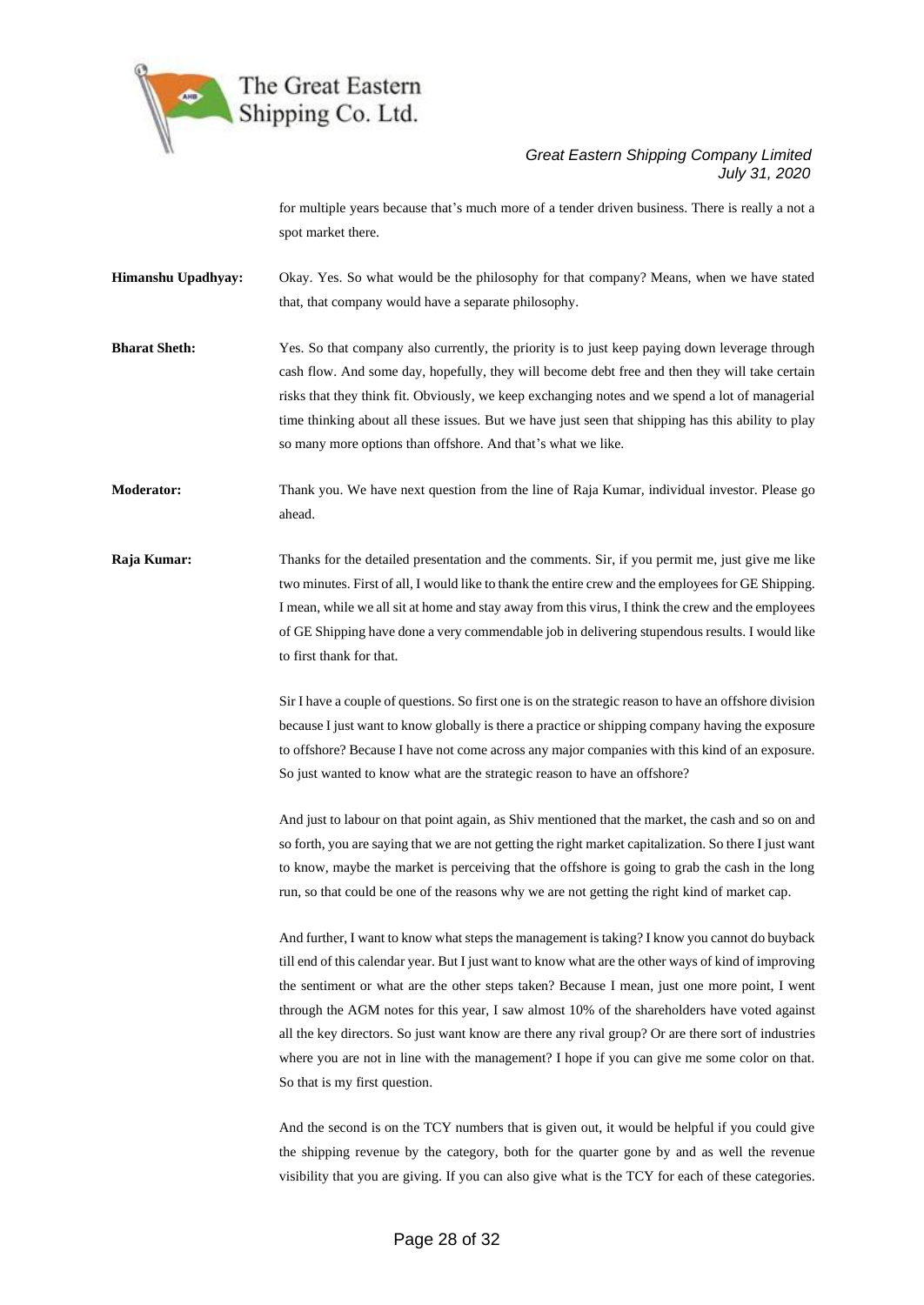for multiple years because that's much more of a tender driven business. There is really a not a spot market there.

**Himanshu Upadhyay:** Okay. Yes. So what would be the philosophy for that company? Means, when we have stated that, that company would have a separate philosophy.

**Bharat Sheth:** Yes. So that company also currently, the priority is to just keep paying down leverage through cash flow. And some day, hopefully, they will become debt free and then they will take certain risks that they think fit. Obviously, we keep exchanging notes and we spend a lot of managerial time thinking about all these issues. But we have just seen that shipping has this ability to play so many more options than offshore. And that's what we like.

**Moderator:** Thank you. We have next question from the line of Raja Kumar, individual investor. Please go ahead.

**Raja Kumar:** Thanks for the detailed presentation and the comments. Sir, if you permit me, just give me like two minutes. First of all, I would like to thank the entire crew and the employees for GE Shipping. I mean, while we all sit at home and stay away from this virus, I think the crew and the employees of GE Shipping have done a very commendable job in delivering stupendous results. I would like to first thank for that.

Sir I have a couple of questions. So first one is on the strategic reason to have an offshore division because I just want to know globally is there a practice or shipping company having the exposure to offshore? Because I have not come across any major companies with this kind of an exposure. So just wanted to know what are the strategic reason to have an offshore?

And just to labour on that point again, as Shiv mentioned that the market, the cash and so on and so forth, you are saying that we are not getting the right market capitalization. So there I just want to know, maybe the market is perceiving that the offshore is going to grab the cash in the long run, so that could be one of the reasons why we are not getting the right kind of market cap.

And further, I want to know what steps the management is taking? I know you cannot do buyback till end of this calendar year. But I just want to know what are the other ways of kind of improving the sentiment or what are the other steps taken? Because I mean, just one more point, I went through the AGM notes for this year, I saw almost 10% of the shareholders have voted against all the key directors. So just want know are there any rival group? Or are there sort of industries where you are not in line with the management? I hope if you can give me some color on that. So that is my first question.

And the second is on the TCY numbers that is given out, it would be helpful if you could give the shipping revenue by the category, both for the quarter gone by and as well the revenue visibility that you are giving. If you can also give what is the TCY for each of these categories.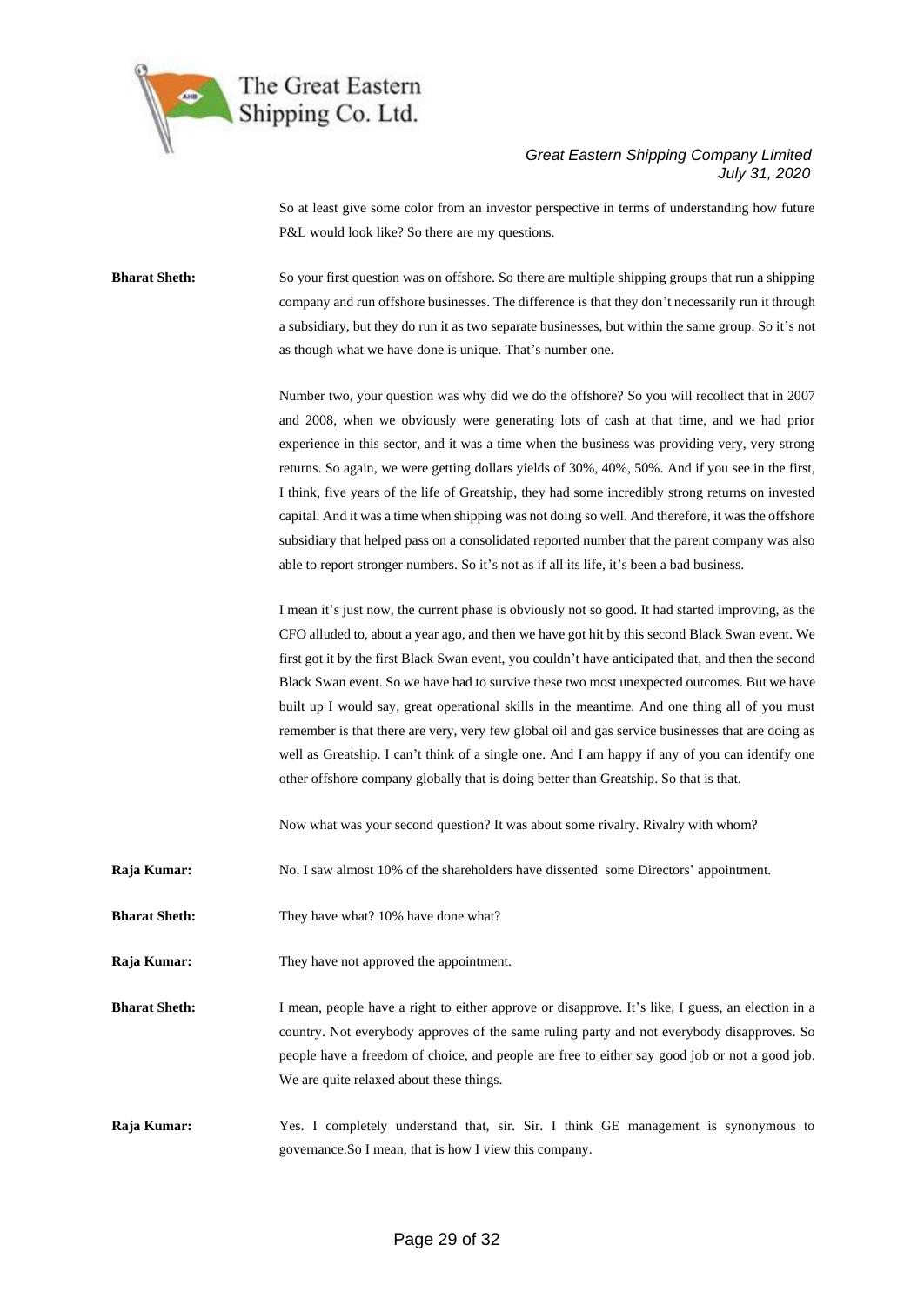So at least give some color from an investor perspective in terms of understanding how future P&L would look like? So there are my questions.

**Bharat Sheth:** So your first question was on offshore. So there are multiple shipping groups that run a shipping company and run offshore businesses. The difference is that they don't necessarily run it through a subsidiary, but they do run it as two separate businesses, but within the same group. So it's not as though what we have done is unique. That's number one.

Number two, your question was why did we do the offshore? So you will recollect that in 2007 and 2008, when we obviously were generating lots of cash at that time, and we had prior experience in this sector, and it was a time when the business was providing very, very strong returns. So again, we were getting dollars yields of 30%, 40%, 50%. And if you see in the first, I think, five years of the life of Greatship, they had some incredibly strong returns on invested capital. And it was a time when shipping was not doing so well. And therefore, it was the offshore subsidiary that helped pass on a consolidated reported number that the parent company was also able to report stronger numbers. So it's not as if all its life, it's been a bad business.

I mean it's just now, the current phase is obviously not so good. It had started improving, as the CFO alluded to, about a year ago, and then we have got hit by this second Black Swan event. We first got it by the first Black Swan event, you couldn't have anticipated that, and then the second Black Swan event. So we have had to survive these two most unexpected outcomes. But we have built up I would say, great operational skills in the meantime. And one thing all of you must remember is that there are very, very few global oil and gas service businesses that are doing as well as Greatship. I can't think of a single one. And I am happy if any of you can identify one other offshore company globally that is doing better than Greatship. So that is that.

Now what was your second question? It was about some rivalry. Rivalry with whom?

**Raja Kumar:** No. I saw almost 10% of the shareholders have dissented some Directors' appointment.

**Bharat Sheth:** They have what? 10% have done what?

**Raja Kumar:** They have not approved the appointment.

**Bharat Sheth:** I mean, people have a right to either approve or disapprove. It's like, I guess, an election in a country. Not everybody approves of the same ruling party and not everybody disapproves. So people have a freedom of choice, and people are free to either say good job or not a good job. We are quite relaxed about these things.

**Raja Kumar:** Yes. I completely understand that, sir. Sir. I think GE management is synonymous to governance.So I mean, that is how I view this company.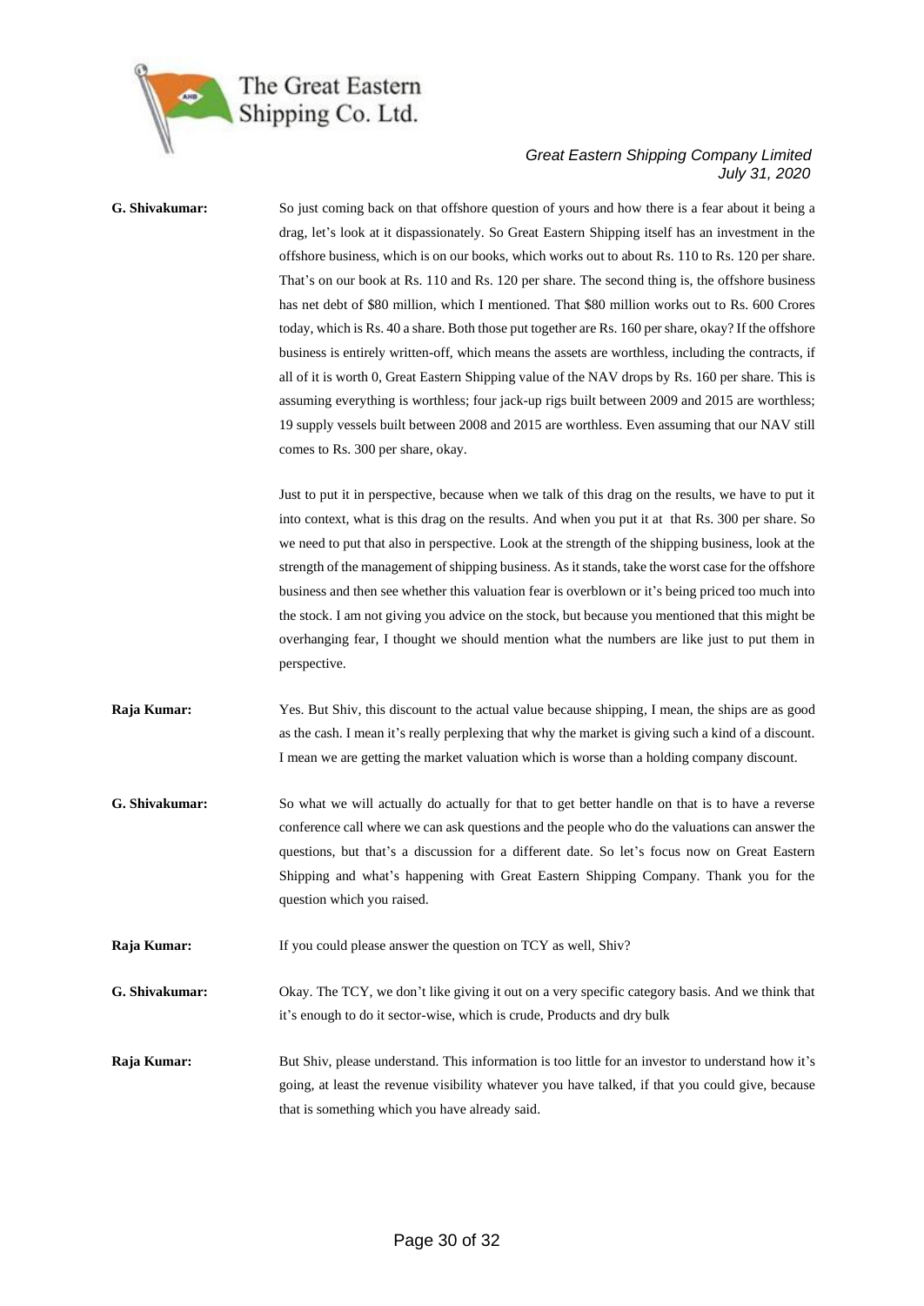**G. Shivakumar:** So just coming back on that offshore question of yours and how there is a fear about it being a drag, let's look at it dispassionately. So Great Eastern Shipping itself has an investment in the offshore business, which is on our books, which works out to about Rs. 110 to Rs. 120 per share. That's on our book at Rs. 110 and Rs. 120 per share. The second thing is, the offshore business has net debt of $80 million, which I mentioned. That $80 million works out to Rs. 600 Crores today, which is Rs. 40 a share. Both those put together are Rs. 160 per share, okay? If the offshore business is entirely written-off, which means the assets are worthless, including the contracts, if all of it is worth 0, Great Eastern Shipping value of the NAV drops by Rs. 160 per share. This is assuming everything is worthless; four jack-up rigs built between 2009 and 2015 are worthless; 19 supply vessels built between 2008 and 2015 are worthless. Even assuming that our NAV still comes to Rs. 300 per share, okay.

Just to put it in perspective, because when we talk of this drag on the results, we have to put it into context, what is this drag on the results. And when you put it at that Rs. 300 per share. So we need to put that also in perspective. Look at the strength of the shipping business, look at the strength of the management of shipping business. As it stands, take the worst case for the offshore business and then see whether this valuation fear is overblown or it's being priced too much into the stock. I am not giving you advice on the stock, but because you mentioned that this might be overhanging fear, I thought we should mention what the numbers are like just to put them in perspective.

**Raja Kumar:** Yes. But Shiv, this discount to the actual value because shipping, I mean, the ships are as good as the cash. I mean it's really perplexing that why the market is giving such a kind of a discount. I mean we are getting the market valuation which is worse than a holding company discount.

**G. Shivakumar:** So what we will actually do actually for that to get better handle on that is to have a reverse conference call where we can ask questions and the people who do the valuations can answer the questions, but that's a discussion for a different date. So let's focus now on Great Eastern Shipping and what's happening with Great Eastern Shipping Company. Thank you for the question which you raised.

**Raja Kumar:** If you could please answer the question on TCY as well, Shiv?

**G. Shivakumar:** Okay. The TCY, we don't like giving it out on a very specific category basis. And we think that it's enough to do it sector-wise, which is crude, Products and dry bulk

**Raja Kumar:** But Shiv, please understand. This information is too little for an investor to understand how it's going, at least the revenue visibility whatever you have talked, if that you could give, because that is something which you have already said.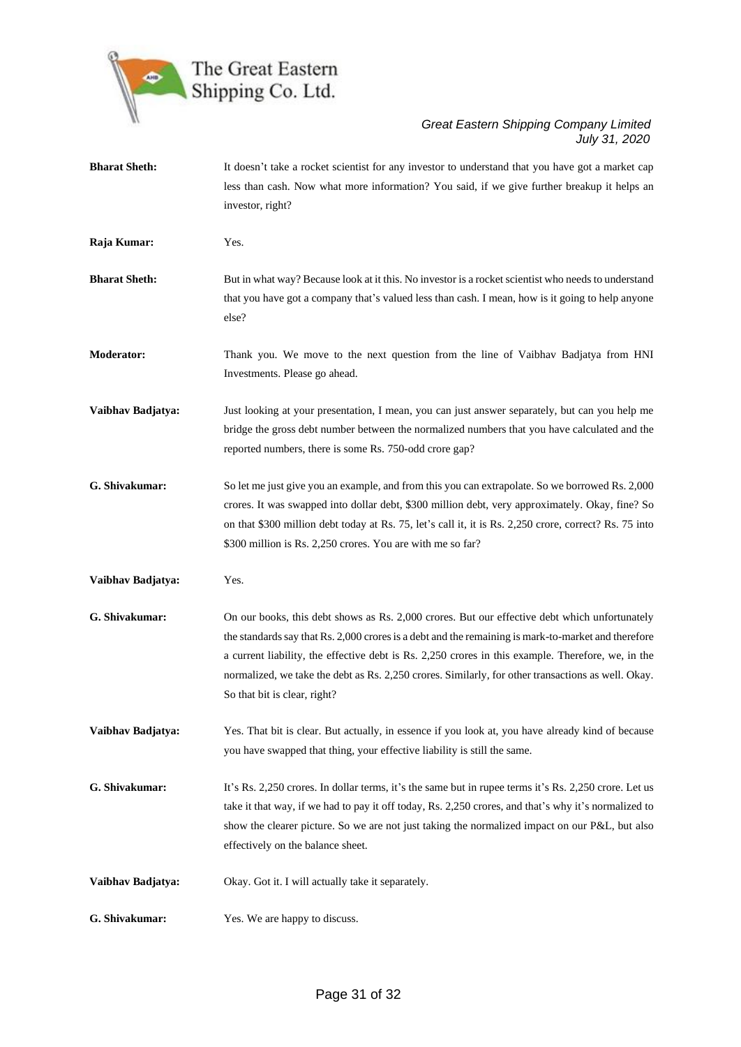**Bharat Sheth:** It doesn't take a rocket scientist for any investor to understand that you have got a market cap less than cash. Now what more information? You said, if we give further breakup it helps an investor, right?

**Raja Kumar:** Yes.

**Bharat Sheth:** But in what way? Because look at it this. No investor is a rocket scientist who needs to understand that you have got a company that's valued less than cash. I mean, how is it going to help anyone else?

**Moderator:** Thank you. We move to the next question from the line of Vaibhav Badjatya from HNI Investments. Please go ahead.

**Vaibhav Badjatya:** Just looking at your presentation, I mean, you can just answer separately, but can you help me bridge the gross debt number between the normalized numbers that you have calculated and the reported numbers, there is some Rs. 750-odd crore gap?

**G. Shivakumar:** So let me just give you an example, and from this you can extrapolate. So we borrowed Rs. 2,000 crores. It was swapped into dollar debt, $300 million debt, very approximately. Okay, fine? So on that $300 million debt today at Rs. 75, let's call it, it is Rs. 2,250 crore, correct? Rs. 75 into $300 million is Rs. 2,250 crores. You are with me so far?

**Vaibhav Badjatya:** Yes.

**G. Shivakumar:** On our books, this debt shows as Rs. 2,000 crores. But our effective debt which unfortunately the standards say that Rs. 2,000 crores is a debt and the remaining is mark-to-market and therefore a current liability, the effective debt is Rs. 2,250 crores in this example. Therefore, we, in the normalized, we take the debt as Rs. 2,250 crores. Similarly, for other transactions as well. Okay. So that bit is clear, right?

**Vaibhav Badjatya:** Yes. That bit is clear. But actually, in essence if you look at, you have already kind of because you have swapped that thing, your effective liability is still the same.

**G. Shivakumar:** It's Rs. 2,250 crores. In dollar terms, it's the same but in rupee terms it's Rs. 2,250 crore. Let us take it that way, if we had to pay it off today, Rs. 2,250 crores, and that's why it's normalized to show the clearer picture. So we are not just taking the normalized impact on our P&L, but also effectively on the balance sheet.

**Vaibhav Badjatya:** Okay. Got it. I will actually take it separately.

**G. Shivakumar:** Yes. We are happy to discuss.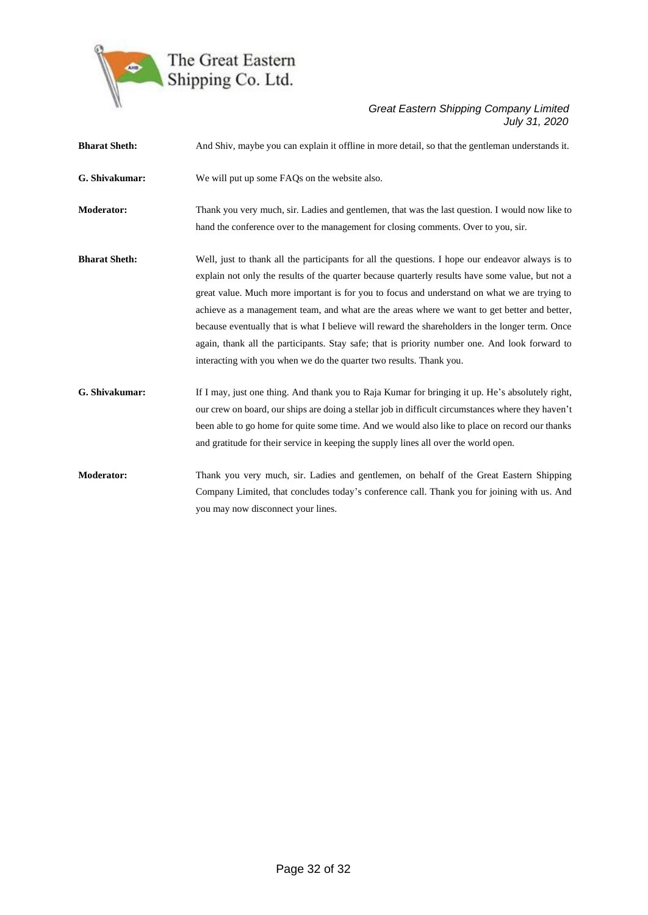**Bharat Sheth:** And Shiv, maybe you can explain it offline in more detail, so that the gentleman understands it.

**G. Shivakumar:** We will put up some FAQs on the website also.

**Moderator:** Thank you very much, sir. Ladies and gentlemen, that was the last question. I would now like to hand the conference over to the management for closing comments. Over to you, sir.

**Bharat Sheth:** Well, just to thank all the participants for all the questions. I hope our endeavor always is to explain not only the results of the quarter because quarterly results have some value, but not a great value. Much more important is for you to focus and understand on what we are trying to achieve as a management team, and what are the areas where we want to get better and better, because eventually that is what I believe will reward the shareholders in the longer term. Once again, thank all the participants. Stay safe; that is priority number one. And look forward to interacting with you when we do the quarter two results. Thank you.

**G. Shivakumar:** If I may, just one thing. And thank you to Raja Kumar for bringing it up. He's absolutely right, our crew on board, our ships are doing a stellar job in difficult circumstances where they haven't been able to go home for quite some time. And we would also like to place on record our thanks and gratitude for their service in keeping the supply lines all over the world open.

**Moderator:** Thank you very much, sir. Ladies and gentlemen, on behalf of the Great Eastern Shipping Company Limited, that concludes today's conference call. Thank you for joining with us. And you may now disconnect your lines.